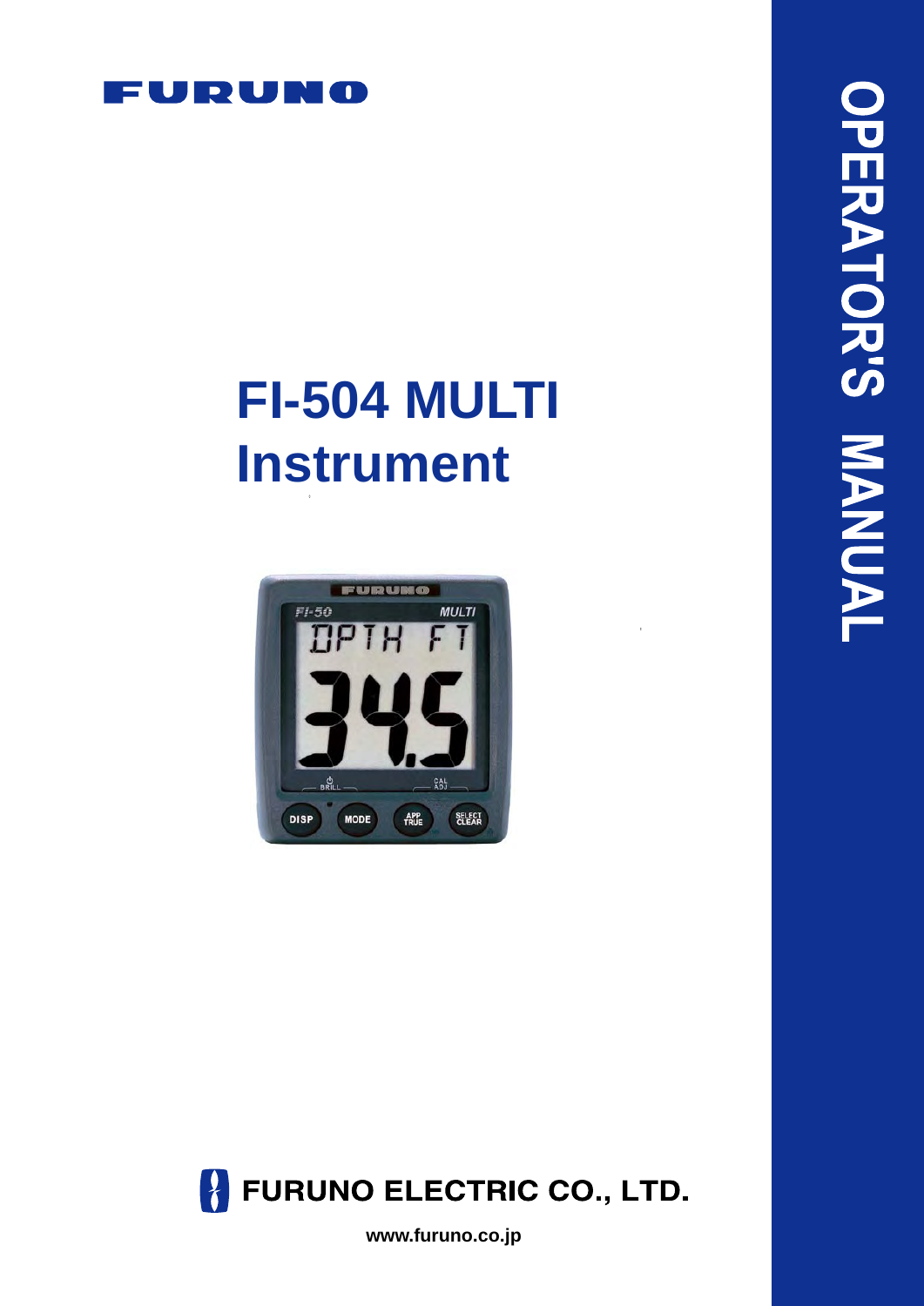FURUNO

# FI-504 MULTI Instrument

FURUNO ELECTRIC CO., LTD.

www.furuno.co.jp

OPERATOR'S MANUAL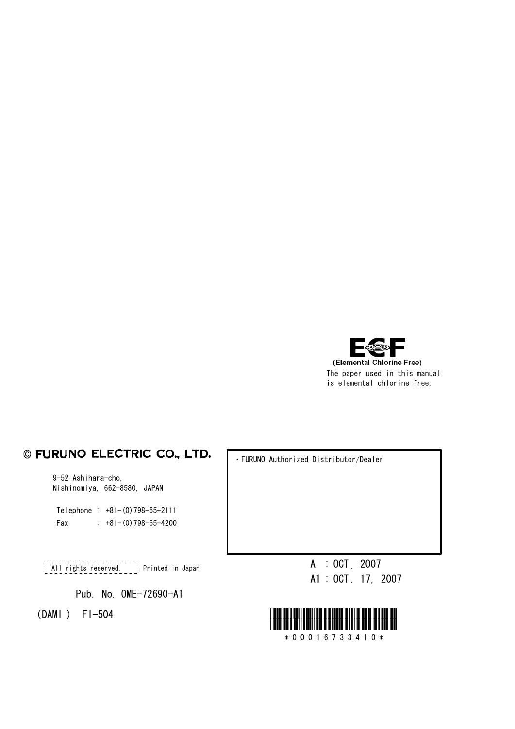ECF
(Elemental Chlorine Free)
The paper used in this manual is elemental chlorine free.

© FURUNO ELECTRIC CO., LTD.

9-52 Ashihara-cho,
Nishinomiya, 662-8580, JAPAN

Telephone : +81-(0)798-65-2111
Fax : +81-(0)798-65-4200

・FURUNO Authorized Distributor/Dealer

All rights reserved. Printed in Japan

A : OCT. 2007
A1 : OCT. 17, 2007

Pub. No. OME-72690-A1

(DAMI ) FI-504

*00016733410*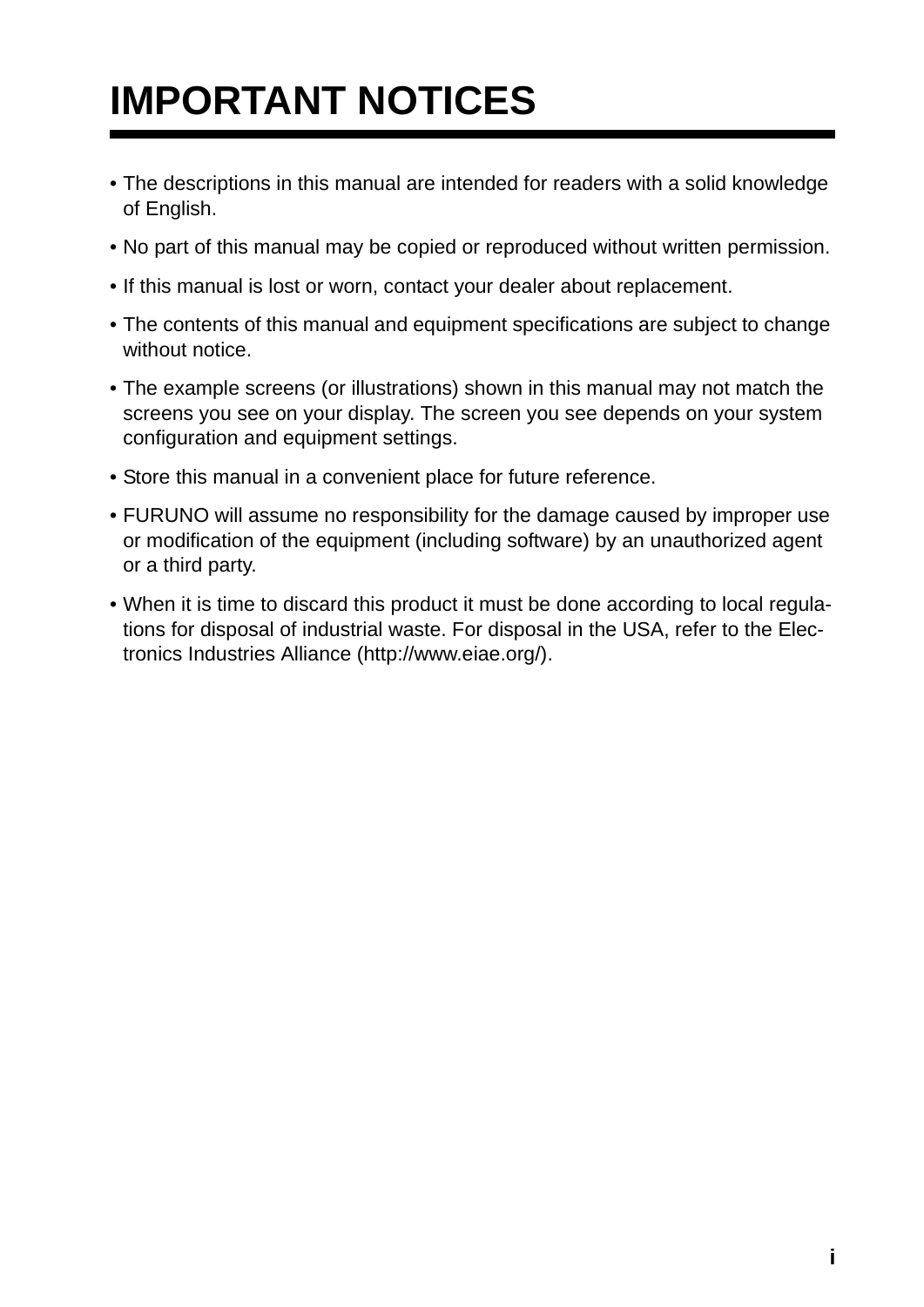# IMPORTANT NOTICES

- The descriptions in this manual are intended for readers with a solid knowledge of English.
- No part of this manual may be copied or reproduced without written permission.
- If this manual is lost or worn, contact your dealer about replacement.
- The contents of this manual and equipment specifications are subject to change without notice.
- The example screens (or illustrations) shown in this manual may not match the screens you see on your display. The screen you see depends on your system configuration and equipment settings.
- Store this manual in a convenient place for future reference.
- FURUNO will assume no responsibility for the damage caused by improper use or modification of the equipment (including software) by an unauthorized agent or a third party.
- When it is time to discard this product it must be done according to local regulations for disposal of industrial waste. For disposal in the USA, refer to the Electronics Industries Alliance (http://www.eiae.org/).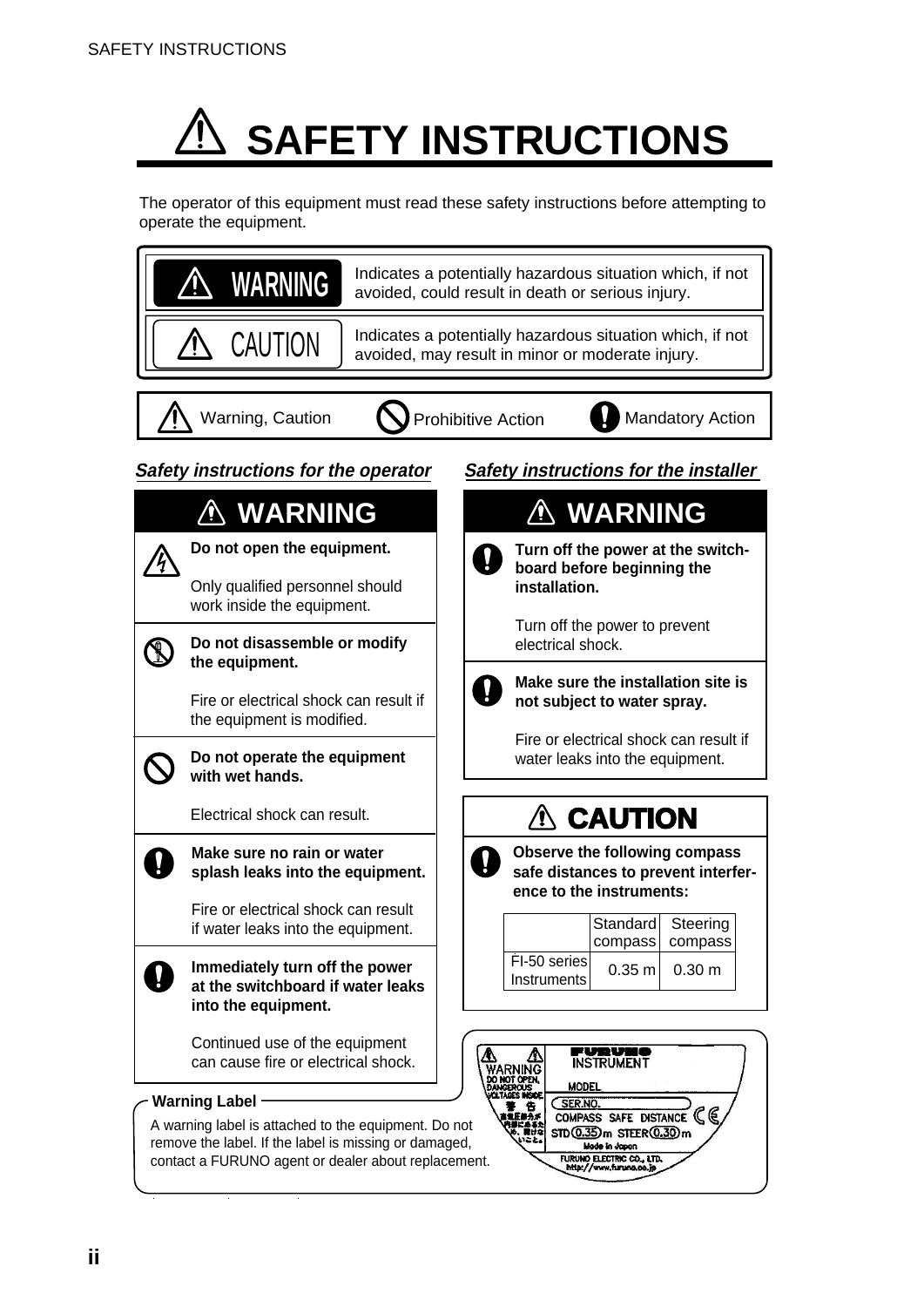# ⚠ SAFETY INSTRUCTIONS

The operator of this equipment must read these safety instructions before attempting to operate the equipment.

| | |
|---|---|
| ⚠ **WARNING** | Indicates a potentially hazardous situation which, if not avoided, could result in death or serious injury. |
| ⚠ **CAUTION** | Indicates a potentially hazardous situation which, if not avoided, may result in minor or moderate injury. |

Warning, Caution — Prohibitive Action — Mandatory Action

### *Safety instructions for the operator*

#### ⚠ WARNING

**Do not open the equipment.**

Only qualified personnel should work inside the equipment.

**Do not disassemble or modify the equipment.**

Fire or electrical shock can result if the equipment is modified.

**Do not operate the equipment with wet hands.**

Electrical shock can result.

**Make sure no rain or water splash leaks into the equipment.**

Fire or electrical shock can result if water leaks into the equipment.

**Immediately turn off the power at the switchboard if water leaks into the equipment.**

Continued use of the equipment can cause fire or electrical shock.

### *Safety instructions for the installer*

#### ⚠ WARNING

**Turn off the power at the switch-board before beginning the installation.**

Turn off the power to prevent electrical shock.

**Make sure the installation site is not subject to water spray.**

Fire or electrical shock can result if water leaks into the equipment.

#### ⚠ CAUTION

**Observe the following compass safe distances to prevent interfer-ence to the instruments:**

| | Standard compass | Steering compass |
|---|---|---|
| FI-50 series Instruments | 0.35 m | 0.30 m |

**Warning Label**

A warning label is attached to the equipment. Do not remove the label. If the label is missing or damaged, contact a FURUNO agent or dealer about replacement.

WARNING
DO NOT OPEN,
DANGEROUS
VOLTAGES INSIDE.
警 告
高電圧部分が
内部にあるた
め、開けない
こと。

FURUNO
INSTRUMENT
MODEL
SER.NO.
COMPASS SAFE DISTANCE
STD 0.35 m STEER 0.30 m
Made in Japan
FURUNO ELECTRIC CO., LTD.
http://www.furuno.co.jp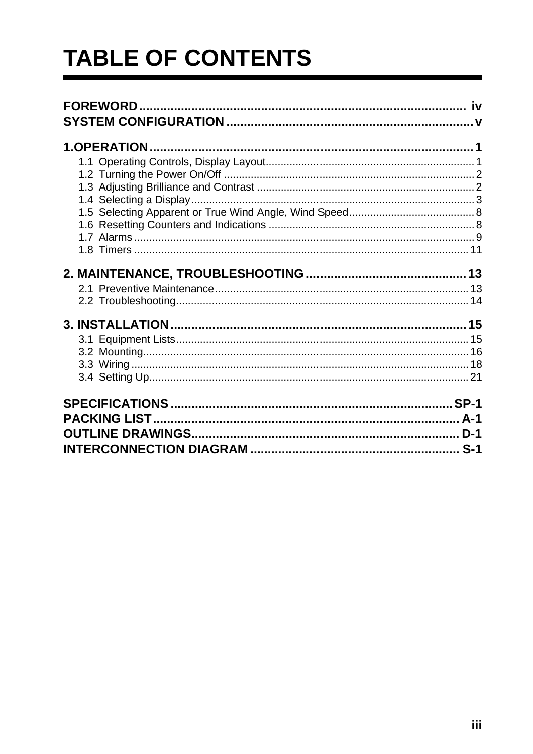# TABLE OF CONTENTS

**FOREWORD** ...................................................................................... iv
**SYSTEM CONFIGURATION** ........................................................................ v

**1.OPERATION** ........................................................................................ 1

- 1.1 Operating Controls, Display Layout........................................................... 1
- 1.2 Turning the Power On/Off .......................................................................... 2
- 1.3 Adjusting Brilliance and Contrast ............................................................... 2
- 1.4 Selecting a Display...................................................................................... 3
- 1.5 Selecting Apparent or True Wind Angle, Wind Speed................................ 8
- 1.6 Resetting Counters and Indications ........................................................... 8
- 1.7 Alarms ......................................................................................................... 9
- 1.8 Timers ....................................................................................................... 11

**2. MAINTENANCE, TROUBLESHOOTING** ........................................... 13

- 2.1 Preventive Maintenance............................................................................ 13
- 2.2 Troubleshooting......................................................................................... 14

**3. INSTALLATION** .................................................................................. 15

- 3.1 Equipment Lists......................................................................................... 15
- 3.2 Mounting.................................................................................................... 16
- 3.3 Wiring ....................................................................................................... 18
- 3.4 Setting Up.................................................................................................. 21

**SPECIFICATIONS** ............................................................................... SP-1
**PACKING LIST** ...................................................................................... A-1
**OUTLINE DRAWINGS** ........................................................................... D-1
**INTERCONNECTION DIAGRAM** ........................................................... S-1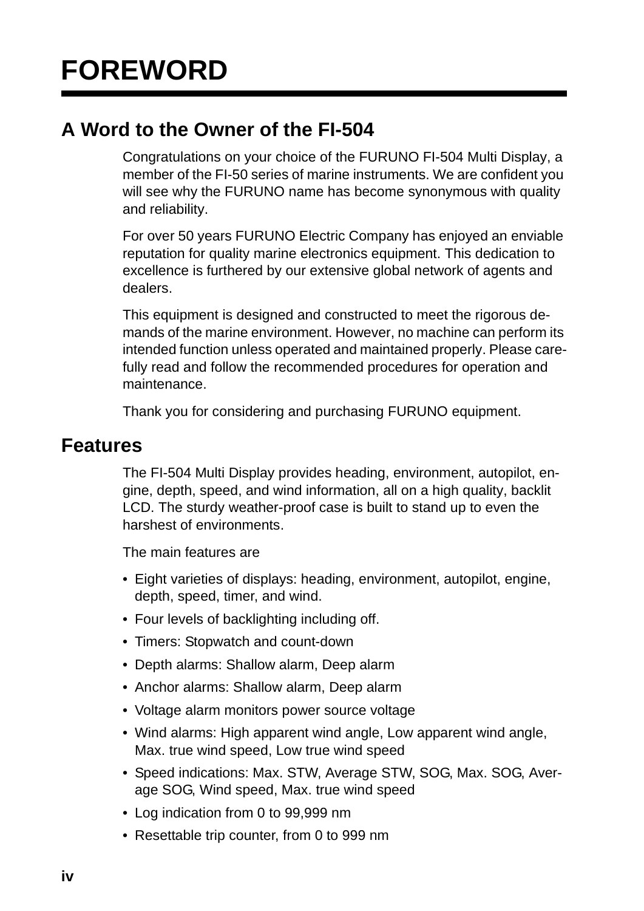# FOREWORD

## A Word to the Owner of the FI-504

Congratulations on your choice of the FURUNO FI-504 Multi Display, a member of the FI-50 series of marine instruments. We are confident you will see why the FURUNO name has become synonymous with quality and reliability.

For over 50 years FURUNO Electric Company has enjoyed an enviable reputation for quality marine electronics equipment. This dedication to excellence is furthered by our extensive global network of agents and dealers.

This equipment is designed and constructed to meet the rigorous demands of the marine environment. However, no machine can perform its intended function unless operated and maintained properly. Please carefully read and follow the recommended procedures for operation and maintenance.

Thank you for considering and purchasing FURUNO equipment.

## Features

The FI-504 Multi Display provides heading, environment, autopilot, engine, depth, speed, and wind information, all on a high quality, backlit LCD. The sturdy weather-proof case is built to stand up to even the harshest of environments.

The main features are

- Eight varieties of displays: heading, environment, autopilot, engine, depth, speed, timer, and wind.
- Four levels of backlighting including off.
- Timers: Stopwatch and count-down
- Depth alarms: Shallow alarm, Deep alarm
- Anchor alarms: Shallow alarm, Deep alarm
- Voltage alarm monitors power source voltage
- Wind alarms: High apparent wind angle, Low apparent wind angle, Max. true wind speed, Low true wind speed
- Speed indications: Max. STW, Average STW, SOG, Max. SOG, Average SOG, Wind speed, Max. true wind speed
- Log indication from 0 to 99,999 nm
- Resettable trip counter, from 0 to 999 nm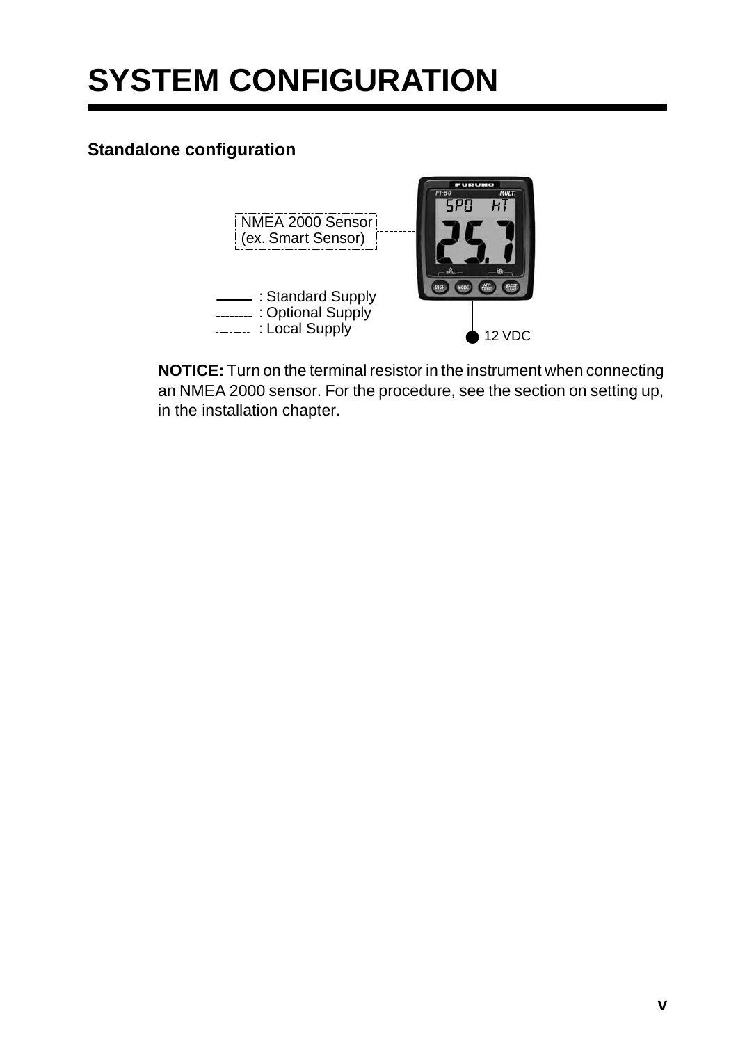# SYSTEM CONFIGURATION

**Standalone configuration**

NMEA 2000 Sensor
(ex. Smart Sensor)

: Standard Supply
: Optional Supply
: Local Supply

12 VDC

**NOTICE:** Turn on the terminal resistor in the instrument when connecting an NMEA 2000 sensor. For the procedure, see the section on setting up, in the installation chapter.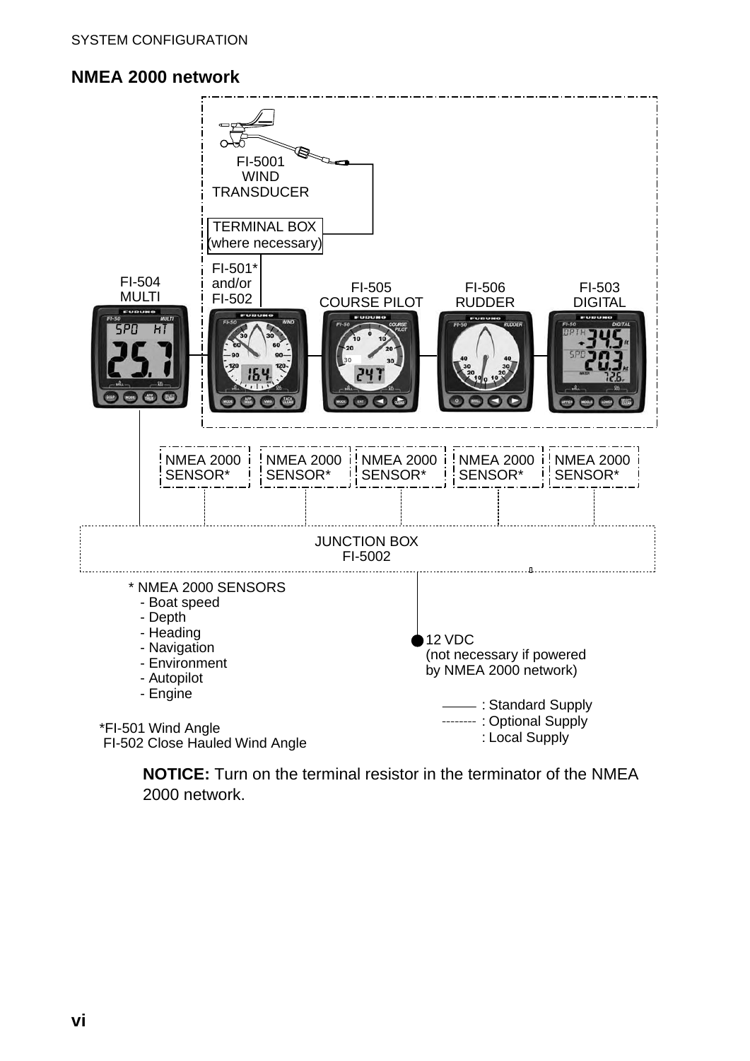## NMEA 2000 network

FI-5001
WIND
TRANSDUCER

TERMINAL BOX
(where necessary)

FI-504
MULTI

FI-501*
and/or
FI-502

FI-505
COURSE PILOT

FI-506
RUDDER

FI-503
DIGITAL

NMEA 2000
SENSOR*

NMEA 2000
SENSOR*

NMEA 2000
SENSOR*

NMEA 2000
SENSOR*

NMEA 2000
SENSOR*

JUNCTION BOX
FI-5002

\* NMEA 2000 SENSORS
- Boat speed
- Depth
- Heading
- Navigation
- Environment
- Autopilot
- Engine

12 VDC
(not necessary if powered
by NMEA 2000 network)

——— : Standard Supply
-------- : Optional Supply
: Local Supply

*FI-501 Wind Angle
FI-502 Close Hauled Wind Angle

**NOTICE:** Turn on the terminal resistor in the terminator of the NMEA 2000 network.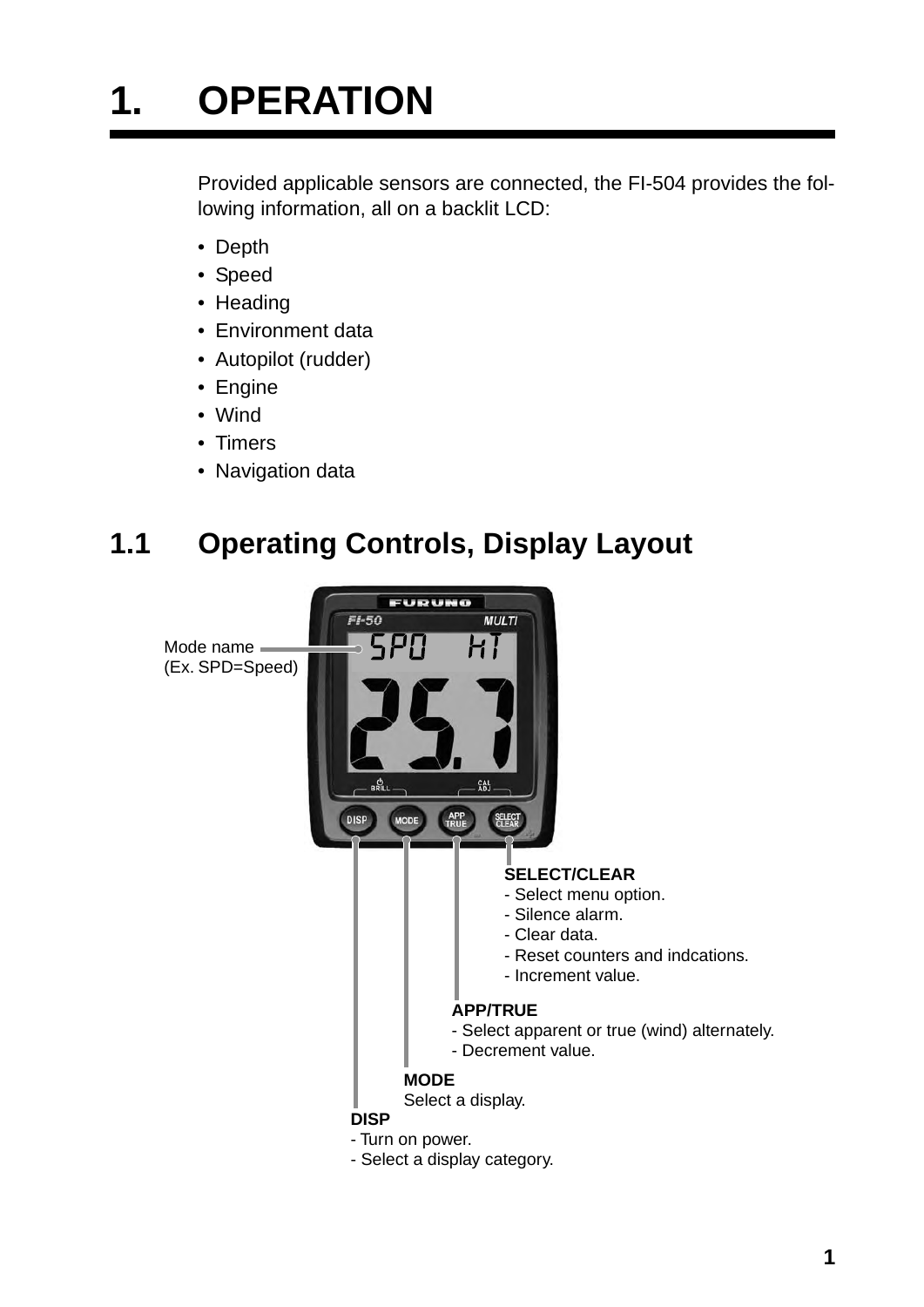# 1. OPERATION

Provided applicable sensors are connected, the FI-504 provides the following information, all on a backlit LCD:

- Depth
- Speed
- Heading
- Environment data
- Autopilot (rudder)
- Engine
- Wind
- Timers
- Navigation data

## 1.1 Operating Controls, Display Layout

Mode name
(Ex. SPD=Speed)

**SELECT/CLEAR**
- Select menu option.
- Silence alarm.
- Clear data.
- Reset counters and indcations.
- Increment value.

**APP/TRUE**
- Select apparent or true (wind) alternately.
- Decrement value.

**MODE**
Select a display.

**DISP**
- Turn on power.
- Select a display category.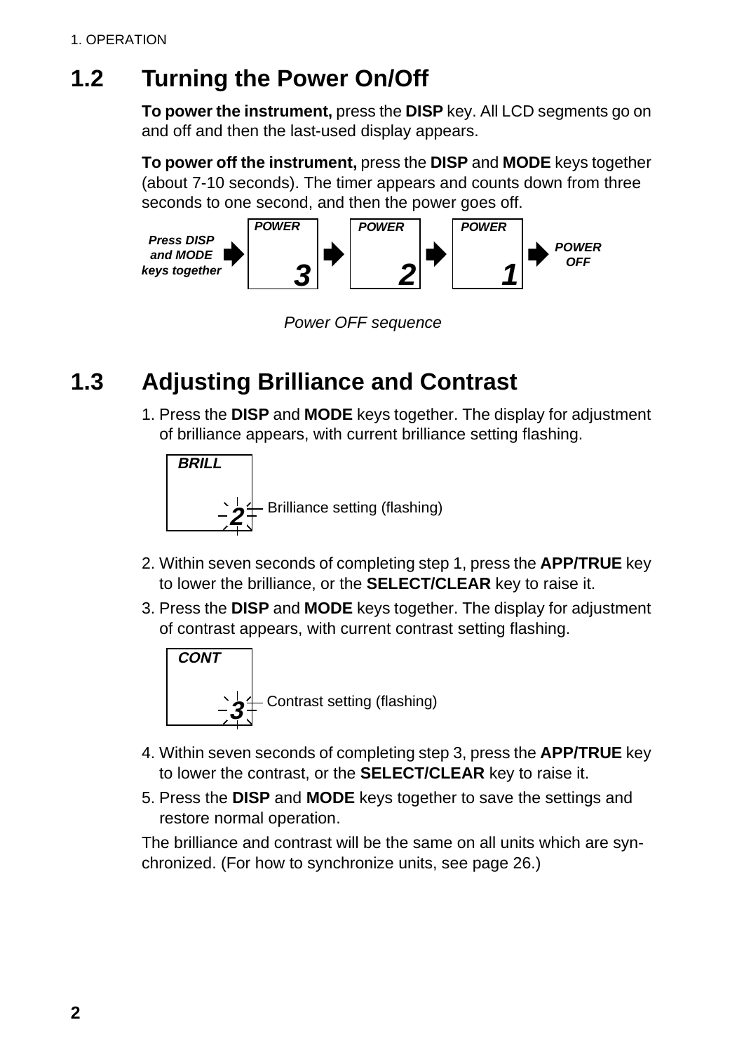## 1.2 Turning the Power On/Off

**To power the instrument,** press the **DISP** key. All LCD segments go on and off and then the last-used display appears.

**To power off the instrument,** press the **DISP** and **MODE** keys together (about 7-10 seconds). The timer appears and counts down from three seconds to one second, and then the power goes off.

*Press DISP and MODE keys together* ➡ *POWER 3* ➡ *POWER 2* ➡ *POWER 1* ➡ *POWER OFF*

*Power OFF sequence*

## 1.3 Adjusting Brilliance and Contrast

1. Press the **DISP** and **MODE** keys together. The display for adjustment of brilliance appears, with current brilliance setting flashing.

   *BRILL* *2* — Brilliance setting (flashing)

2. Within seven seconds of completing step 1, press the **APP/TRUE** key to lower the brilliance, or the **SELECT/CLEAR** key to raise it.
3. Press the **DISP** and **MODE** keys together. The display for adjustment of contrast appears, with current contrast setting flashing.

   *CONT* *3* — Contrast setting (flashing)

4. Within seven seconds of completing step 3, press the **APP/TRUE** key to lower the contrast, or the **SELECT/CLEAR** key to raise it.
5. Press the **DISP** and **MODE** keys together to save the settings and restore normal operation.

The brilliance and contrast will be the same on all units which are synchronized. (For how to synchronize units, see page 26.)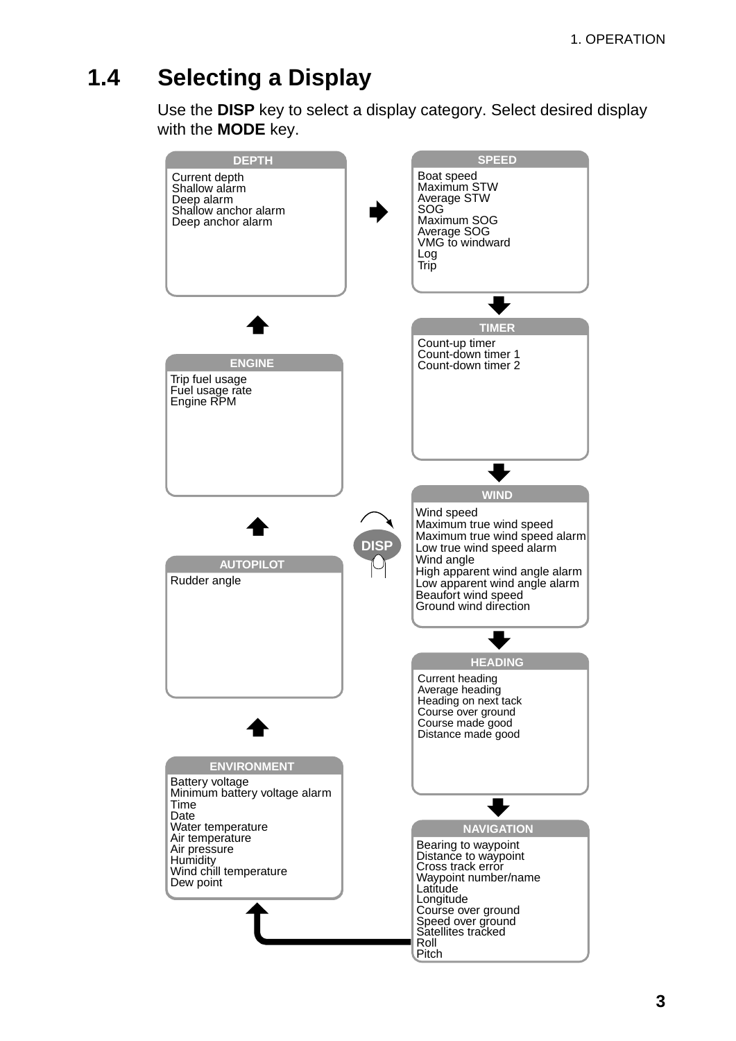## 1.4 Selecting a Display

Use the **DISP** key to select a display category. Select desired display with the **MODE** key.

**DEPTH**
- Current depth
- Shallow alarm
- Deep alarm
- Shallow anchor alarm
- Deep anchor alarm

**SPEED**
- Boat speed
- Maximum STW
- Average STW
- SOG
- Maximum SOG
- Average SOG
- VMG to windward
- Log
- Trip

**TIMER**
- Count-up timer
- Count-down timer 1
- Count-down timer 2

**WIND**
- Wind speed
- Maximum true wind speed
- Maximum true wind speed alarm
- Low true wind speed alarm
- Wind angle
- High apparent wind angle alarm
- Low apparent wind angle alarm
- Beaufort wind speed
- Ground wind direction

**HEADING**
- Current heading
- Average heading
- Heading on next tack
- Course over ground
- Course made good
- Distance made good

**NAVIGATION**
- Bearing to waypoint
- Distance to waypoint
- Cross track error
- Waypoint number/name
- Latitude
- Longitude
- Course over ground
- Speed over ground
- Satellites tracked
- Roll
- Pitch

**ENVIRONMENT**
- Battery voltage
- Minimum battery voltage alarm
- Time
- Date
- Water temperature
- Air temperature
- Air pressure
- Humidity
- Wind chill temperature
- Dew point

**AUTOPILOT**
- Rudder angle

**ENGINE**
- Trip fuel usage
- Fuel usage rate
- Engine RPM

DISP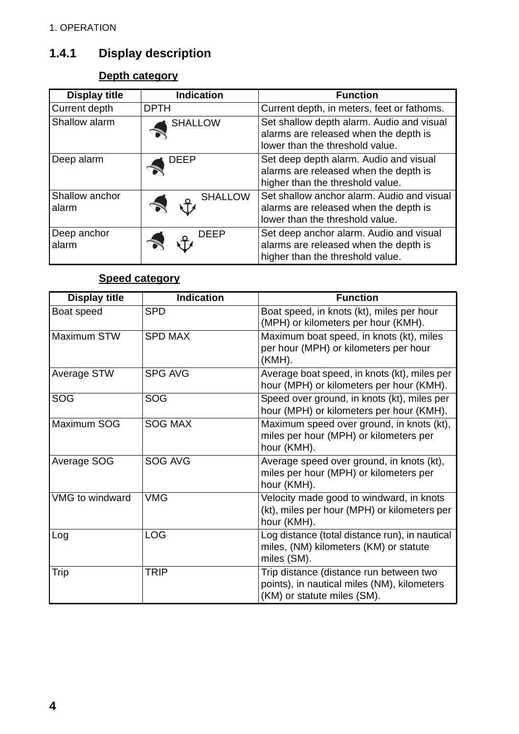### 1.4.1 Display description

**Depth category**

| Display title | Indication | Function |
|---|---|---|
| Current depth | DPTH | Current depth, in meters, feet or fathoms. |
| Shallow alarm | SHALLOW | Set shallow depth alarm. Audio and visual alarms are released when the depth is lower than the threshold value. |
| Deep alarm | DEEP | Set deep depth alarm. Audio and visual alarms are released when the depth is higher than the threshold value. |
| Shallow anchor alarm | SHALLOW | Set shallow anchor alarm. Audio and visual alarms are released when the depth is lower than the threshold value. |
| Deep anchor alarm | DEEP | Set deep anchor alarm. Audio and visual alarms are released when the depth is higher than the threshold value. |

**Speed category**

| Display title | Indication | Function |
|---|---|---|
| Boat speed | SPD | Boat speed, in knots (kt), miles per hour (MPH) or kilometers per hour (KMH). |
| Maximum STW | SPD MAX | Maximum boat speed, in knots (kt), miles per hour (MPH) or kilometers per hour (KMH). |
| Average STW | SPG AVG | Average boat speed, in knots (kt), miles per hour (MPH) or kilometers per hour (KMH). |
| SOG | SOG | Speed over ground, in knots (kt), miles per hour (MPH) or kilometers per hour (KMH). |
| Maximum SOG | SOG MAX | Maximum speed over ground, in knots (kt), miles per hour (MPH) or kilometers per hour (KMH). |
| Average SOG | SOG AVG | Average speed over ground, in knots (kt), miles per hour (MPH) or kilometers per hour (KMH). |
| VMG to windward | VMG | Velocity made good to windward, in knots (kt), miles per hour (MPH) or kilometers per hour (KMH). |
| Log | LOG | Log distance (total distance run), in nautical miles, (NM) kilometers (KM) or statute miles (SM). |
| Trip | TRIP | Trip distance (distance run between two points), in nautical miles (NM), kilometers (KM) or statute miles (SM). |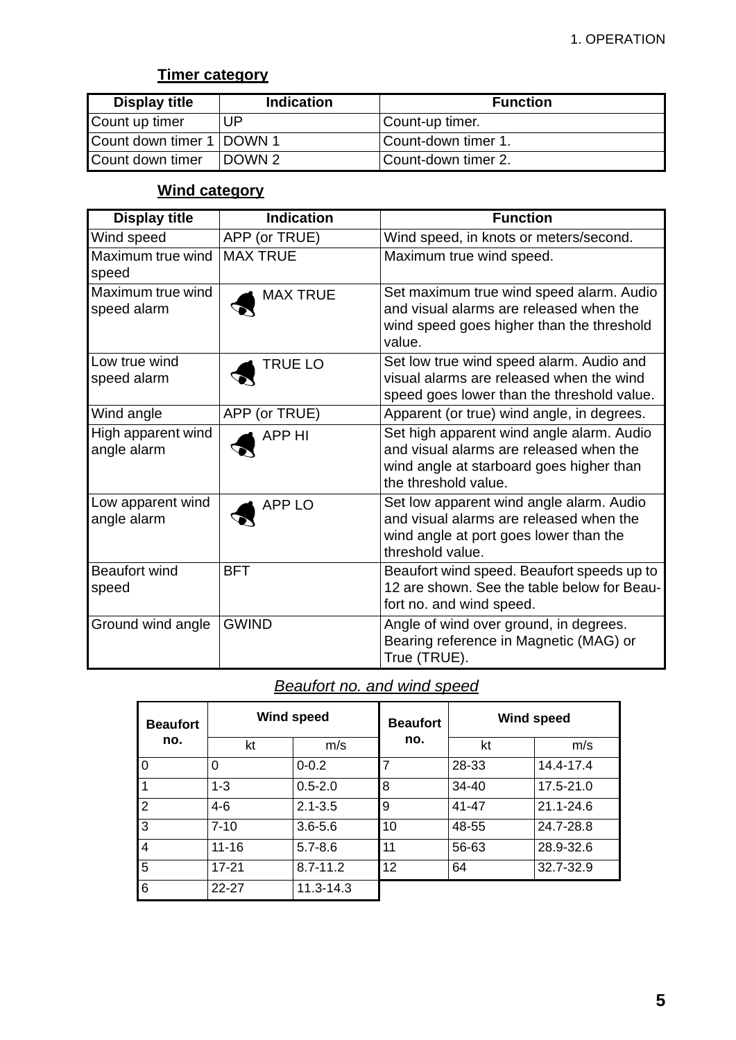**Timer category**

| Display title | Indication | Function |
|---|---|---|
| Count up timer | UP | Count-up timer. |
| Count down timer 1 | DOWN 1 | Count-down timer 1. |
| Count down timer | DOWN 2 | Count-down timer 2. |

**Wind category**

| Display title | Indication | Function |
|---|---|---|
| Wind speed | APP (or TRUE) | Wind speed, in knots or meters/second. |
| Maximum true wind speed | MAX TRUE | Maximum true wind speed. |
| Maximum true wind speed alarm | MAX TRUE | Set maximum true wind speed alarm. Audio and visual alarms are released when the wind speed goes higher than the threshold value. |
| Low true wind speed alarm | TRUE LO | Set low true wind speed alarm. Audio and visual alarms are released when the wind speed goes lower than the threshold value. |
| Wind angle | APP (or TRUE) | Apparent (or true) wind angle, in degrees. |
| High apparent wind angle alarm | APP HI | Set high apparent wind angle alarm. Audio and visual alarms are released when the wind angle at starboard goes higher than the threshold value. |
| Low apparent wind angle alarm | APP LO | Set low apparent wind angle alarm. Audio and visual alarms are released when the wind angle at port goes lower than the threshold value. |
| Beaufort wind speed | BFT | Beaufort wind speed. Beaufort speeds up to 12 are shown. See the table below for Beaufort no. and wind speed. |
| Ground wind angle | GWIND | Angle of wind over ground, in degrees. Bearing reference in Magnetic (MAG) or True (TRUE). |

*Beaufort no. and wind speed*

| Beaufort no. | Wind speed | | Beaufort no. | Wind speed | |
|---|---|---|---|---|---|
| | kt | m/s | | kt | m/s |
| 0 | 0 | 0-0.2 | 7 | 28-33 | 14.4-17.4 |
| 1 | 1-3 | 0.5-2.0 | 8 | 34-40 | 17.5-21.0 |
| 2 | 4-6 | 2.1-3.5 | 9 | 41-47 | 21.1-24.6 |
| 3 | 7-10 | 3.6-5.6 | 10 | 48-55 | 24.7-28.8 |
| 4 | 11-16 | 5.7-8.6 | 11 | 56-63 | 28.9-32.6 |
| 5 | 17-21 | 8.7-11.2 | 12 | 64 | 32.7-32.9 |
| 6 | 22-27 | 11.3-14.3 | | | |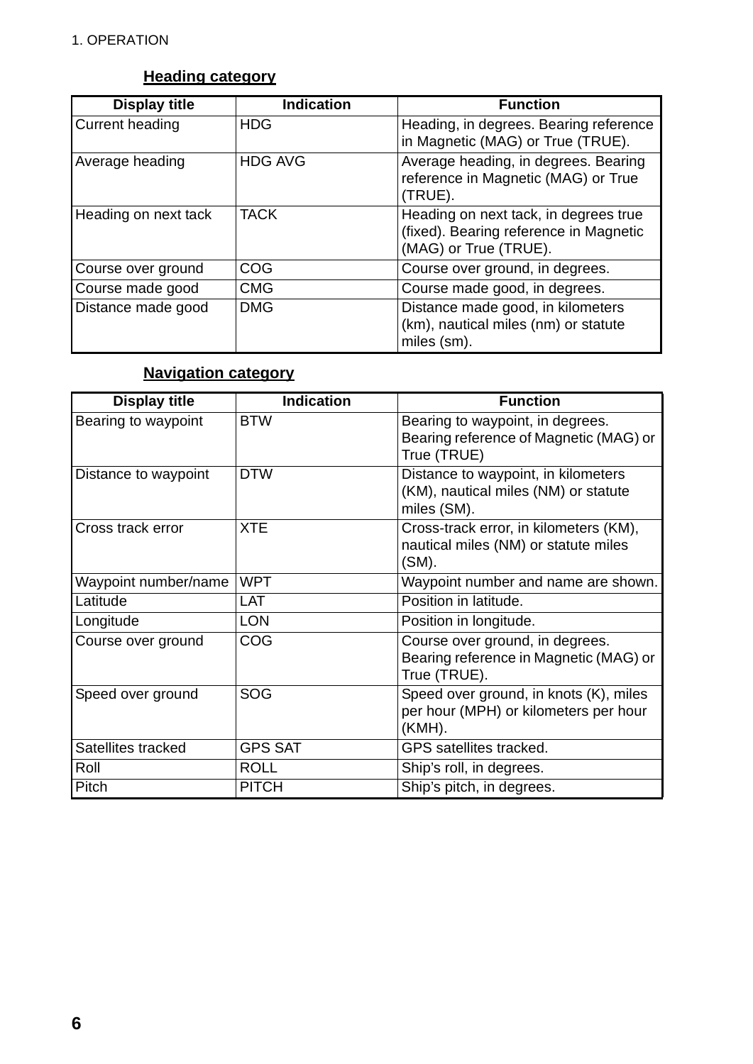### Heading category

| Display title | Indication | Function |
|---|---|---|
| Current heading | HDG | Heading, in degrees. Bearing reference in Magnetic (MAG) or True (TRUE). |
| Average heading | HDG AVG | Average heading, in degrees. Bearing reference in Magnetic (MAG) or True (TRUE). |
| Heading on next tack | TACK | Heading on next tack, in degrees true (fixed). Bearing reference in Magnetic (MAG) or True (TRUE). |
| Course over ground | COG | Course over ground, in degrees. |
| Course made good | CMG | Course made good, in degrees. |
| Distance made good | DMG | Distance made good, in kilometers (km), nautical miles (nm) or statute miles (sm). |

### Navigation category

| Display title | Indication | Function |
|---|---|---|
| Bearing to waypoint | BTW | Bearing to waypoint, in degrees. Bearing reference of Magnetic (MAG) or True (TRUE) |
| Distance to waypoint | DTW | Distance to waypoint, in kilometers (KM), nautical miles (NM) or statute miles (SM). |
| Cross track error | XTE | Cross-track error, in kilometers (KM), nautical miles (NM) or statute miles (SM). |
| Waypoint number/name | WPT | Waypoint number and name are shown. |
| Latitude | LAT | Position in latitude. |
| Longitude | LON | Position in longitude. |
| Course over ground | COG | Course over ground, in degrees. Bearing reference in Magnetic (MAG) or True (TRUE). |
| Speed over ground | SOG | Speed over ground, in knots (K), miles per hour (MPH) or kilometers per hour (KMH). |
| Satellites tracked | GPS SAT | GPS satellites tracked. |
| Roll | ROLL | Ship's roll, in degrees. |
| Pitch | PITCH | Ship's pitch, in degrees. |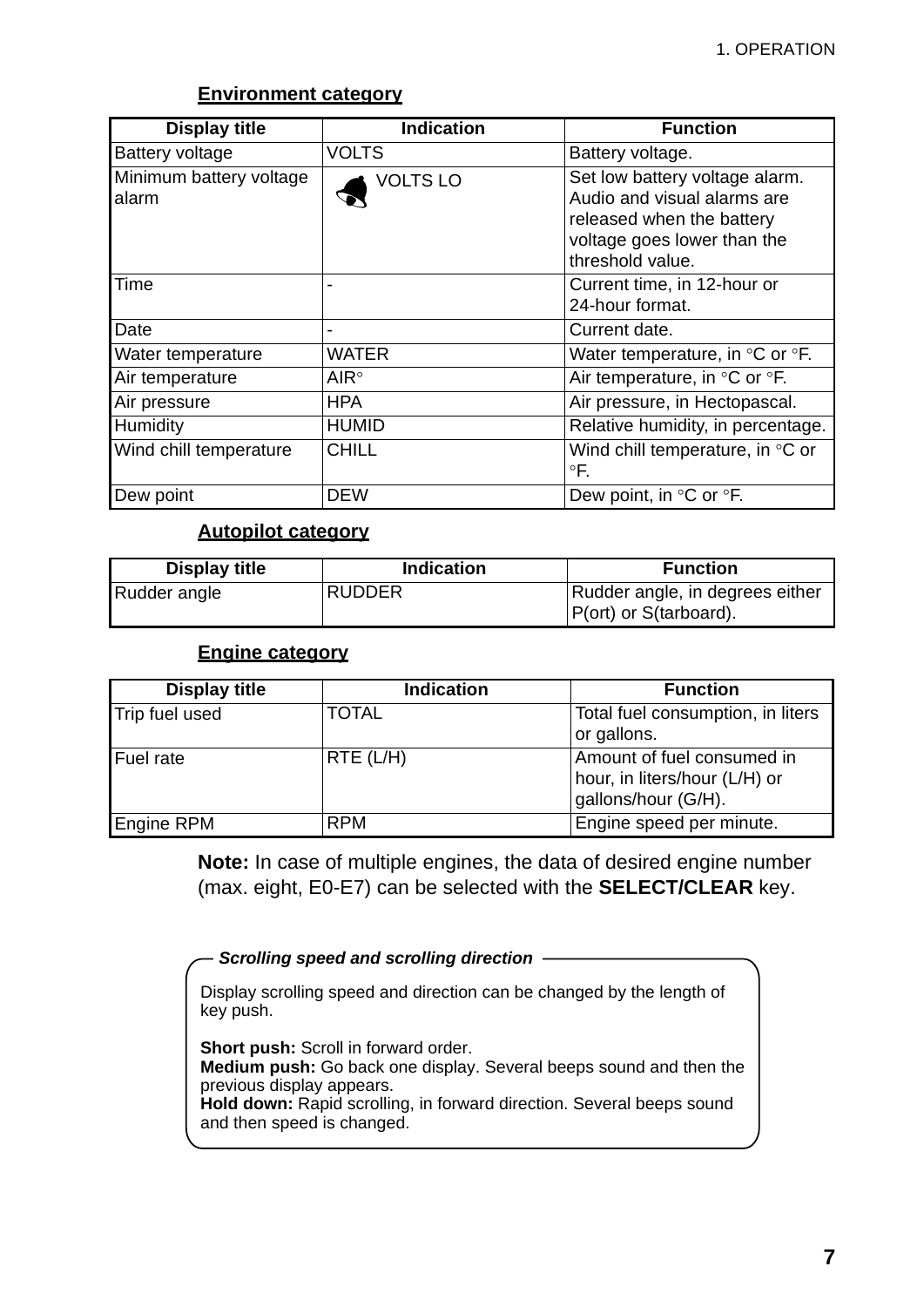**Environment category**

| Display title | Indication | Function |
|---|---|---|
| Battery voltage | VOLTS | Battery voltage. |
| Minimum battery voltage alarm | VOLTS LO | Set low battery voltage alarm. Audio and visual alarms are released when the battery voltage goes lower than the threshold value. |
| Time | - | Current time, in 12-hour or 24-hour format. |
| Date | - | Current date. |
| Water temperature | WATER | Water temperature, in °C or °F. |
| Air temperature | AIR° | Air temperature, in °C or °F. |
| Air pressure | HPA | Air pressure, in Hectopascal. |
| Humidity | HUMID | Relative humidity, in percentage. |
| Wind chill temperature | CHILL | Wind chill temperature, in °C or °F. |
| Dew point | DEW | Dew point, in °C or °F. |

**Autopilot category**

| Display title | Indication | Function |
|---|---|---|
| Rudder angle | RUDDER | Rudder angle, in degrees either P(ort) or S(tarboard). |

**Engine category**

| Display title | Indication | Function |
|---|---|---|
| Trip fuel used | TOTAL | Total fuel consumption, in liters or gallons. |
| Fuel rate | RTE (L/H) | Amount of fuel consumed in hour, in liters/hour (L/H) or gallons/hour (G/H). |
| Engine RPM | RPM | Engine speed per minute. |

**Note:** In case of multiple engines, the data of desired engine number (max. eight, E0-E7) can be selected with the **SELECT/CLEAR** key.

***Scrolling speed and scrolling direction***

Display scrolling speed and direction can be changed by the length of key push.

**Short push:** Scroll in forward order.
**Medium push:** Go back one display. Several beeps sound and then the previous display appears.
**Hold down:** Rapid scrolling, in forward direction. Several beeps sound and then speed is changed.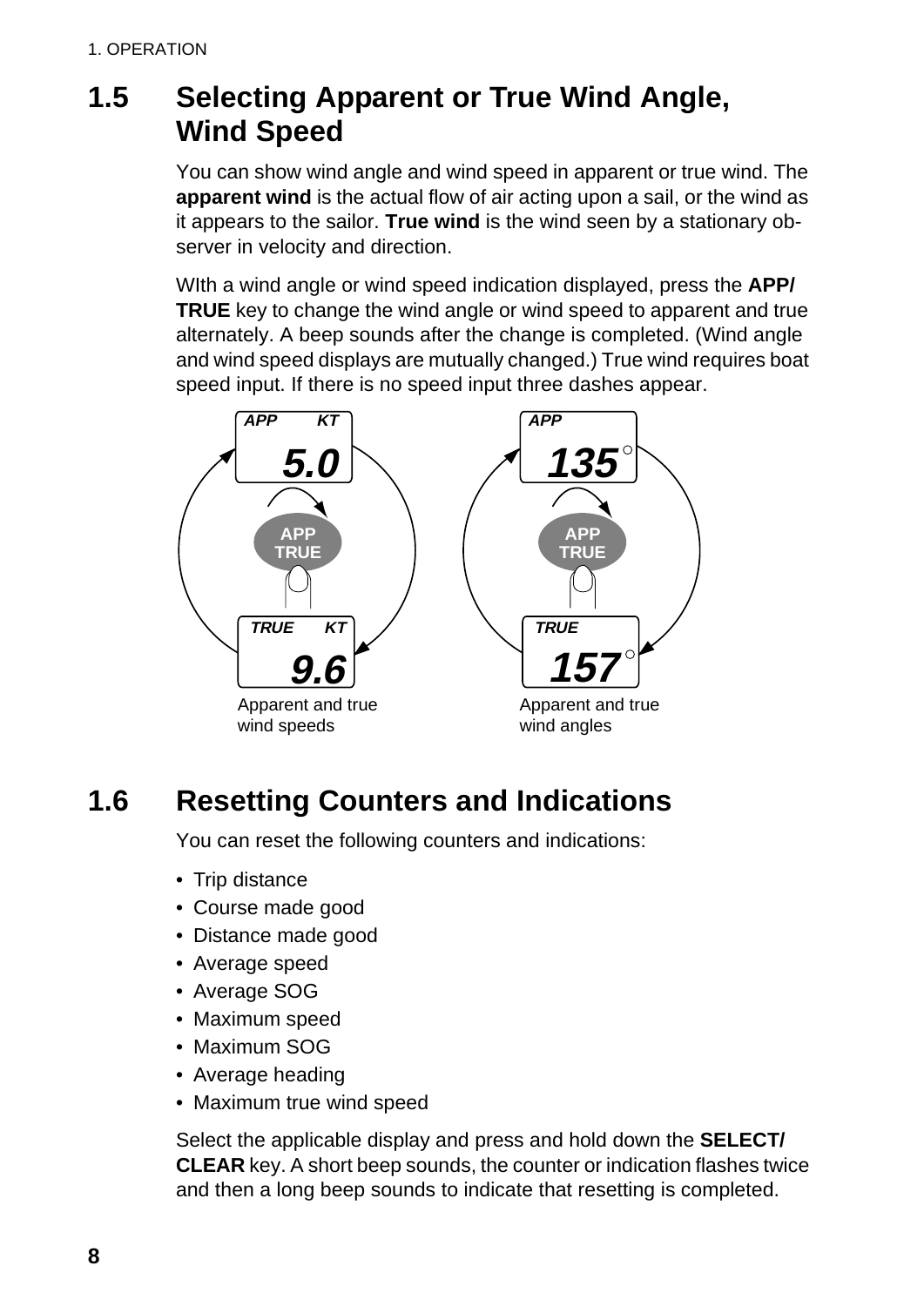## 1.5 Selecting Apparent or True Wind Angle, Wind Speed

You can show wind angle and wind speed in apparent or true wind. The **apparent wind** is the actual flow of air acting upon a sail, or the wind as it appears to the sailor. **True wind** is the wind seen by a stationary observer in velocity and direction.

WIth a wind angle or wind speed indication displayed, press the **APP/TRUE** key to change the wind angle or wind speed to apparent and true alternately. A beep sounds after the change is completed. (Wind angle and wind speed displays are mutually changed.) True wind requires boat speed input. If there is no speed input three dashes appear.

Apparent and true wind speeds

Apparent and true wind angles

## 1.6 Resetting Counters and Indications

You can reset the following counters and indications:

- Trip distance
- Course made good
- Distance made good
- Average speed
- Average SOG
- Maximum speed
- Maximum SOG
- Average heading
- Maximum true wind speed

Select the applicable display and press and hold down the **SELECT/CLEAR** key. A short beep sounds, the counter or indication flashes twice and then a long beep sounds to indicate that resetting is completed.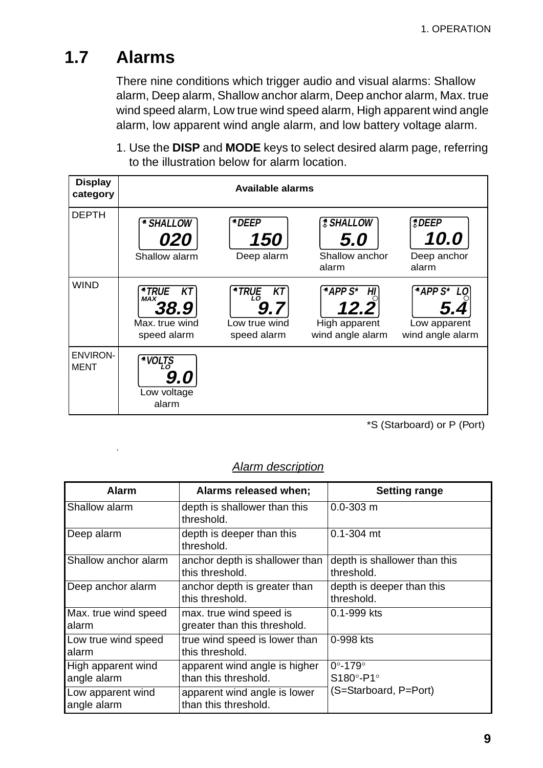## 1.7 Alarms

There nine conditions which trigger audio and visual alarms: Shallow alarm, Deep alarm, Shallow anchor alarm, Deep anchor alarm, Max. true wind speed alarm, Low true wind speed alarm, High apparent wind angle alarm, low apparent wind angle alarm, and low battery voltage alarm.

1. Use the **DISP** and **MODE** keys to select desired alarm page, referring to the illustration below for alarm location.

| Display category | Available alarms | | | |
|---|---|---|---|---|
| DEPTH | SHALLOW 020 — Shallow alarm | DEEP 150 — Deep alarm | SHALLOW 5.0 — Shallow anchor alarm | DEEP 10.0 — Deep anchor alarm |
| WIND | TRUE KT MAX 38.9 — Max. true wind speed alarm | TRUE KT LO 9.7 — Low true wind speed alarm | APP S* HI 12.2 — High apparent wind angle alarm | APP S* LO 5.4 — Low apparent wind angle alarm |
| ENVIRON-MENT | VOLTS LO 9.0 — Low voltage alarm | | | |

*S (Starboard) or P (Port)

*Alarm description*

| Alarm | Alarms released when; | Setting range |
|---|---|---|
| Shallow alarm | depth is shallower than this threshold. | 0.0-303 m |
| Deep alarm | depth is deeper than this threshold. | 0.1-304 mt |
| Shallow anchor alarm | anchor depth is shallower than this threshold. | depth is shallower than this threshold. |
| Deep anchor alarm | anchor depth is greater than this threshold. | depth is deeper than this threshold. |
| Max. true wind speed alarm | max. true wind speed is greater than this threshold. | 0.1-999 kts |
| Low true wind speed alarm | true wind speed is lower than this threshold. | 0-998 kts |
| High apparent wind angle alarm | apparent wind angle is higher than this threshold. | 0°-179° S180°-P1° (S=Starboard, P=Port) |
| Low apparent wind angle alarm | apparent wind angle is lower than this threshold. | |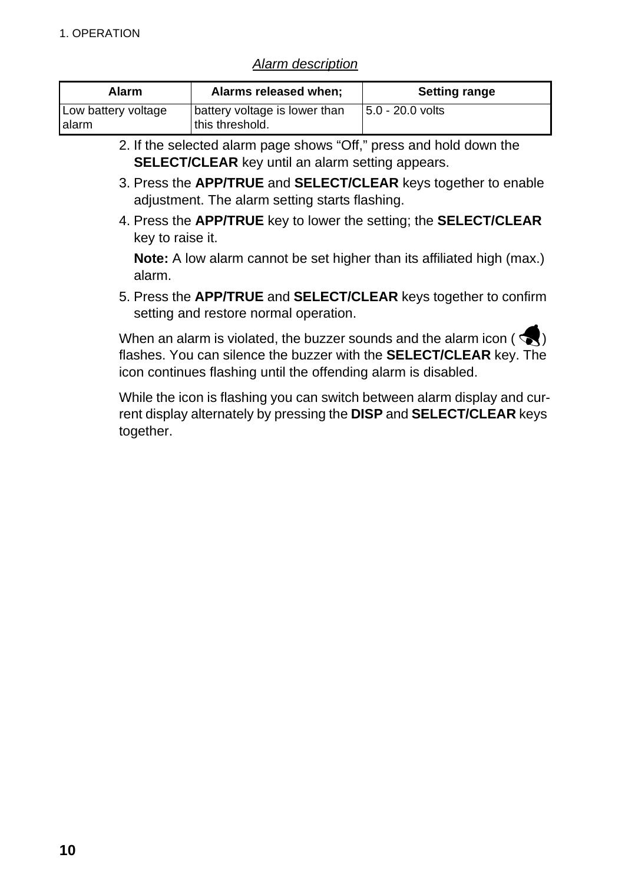*Alarm description*

| Alarm | Alarms released when; | Setting range |
|---|---|---|
| Low battery voltage alarm | battery voltage is lower than this threshold. | 5.0 - 20.0 volts |

2. If the selected alarm page shows “Off,” press and hold down the **SELECT/CLEAR** key until an alarm setting appears.
3. Press the **APP/TRUE** and **SELECT/CLEAR** keys together to enable adjustment. The alarm setting starts flashing.
4. Press the **APP/TRUE** key to lower the setting; the **SELECT/CLEAR** key to raise it.

   **Note:** A low alarm cannot be set higher than its affiliated high (max.) alarm.
5. Press the **APP/TRUE** and **SELECT/CLEAR** keys together to confirm setting and restore normal operation.

When an alarm is violated, the buzzer sounds and the alarm icon ( 🔔 ) flashes. You can silence the buzzer with the **SELECT/CLEAR** key. The icon continues flashing until the offending alarm is disabled.

While the icon is flashing you can switch between alarm display and current display alternately by pressing the **DISP** and **SELECT/CLEAR** keys together.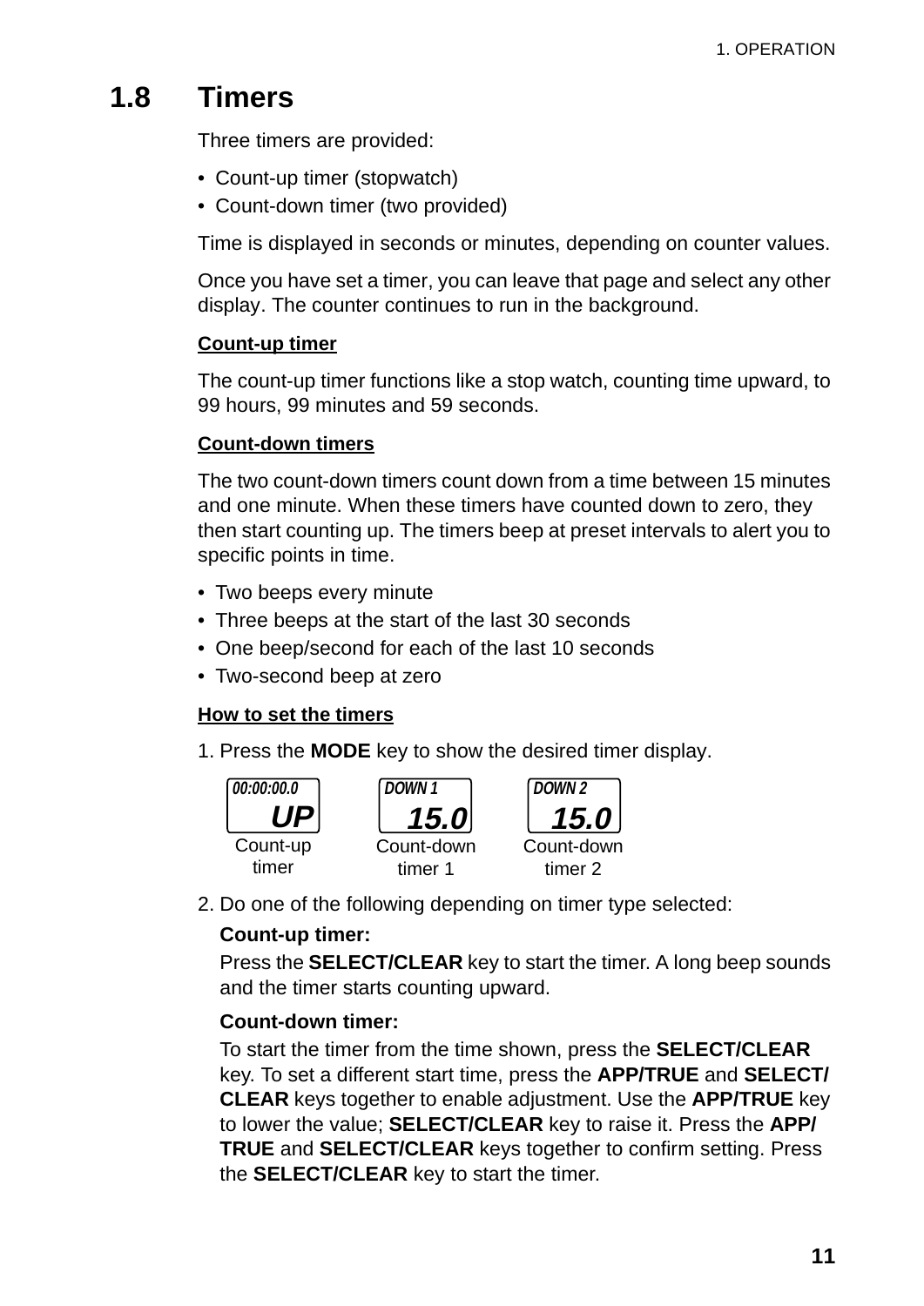## 1.8 Timers

Three timers are provided:

- Count-up timer (stopwatch)
- Count-down timer (two provided)

Time is displayed in seconds or minutes, depending on counter values.

Once you have set a timer, you can leave that page and select any other display. The counter continues to run in the background.

**Count-up timer**

The count-up timer functions like a stop watch, counting time upward, to 99 hours, 99 minutes and 59 seconds.

**Count-down timers**

The two count-down timers count down from a time between 15 minutes and one minute. When these timers have counted down to zero, they then start counting up. The timers beep at preset intervals to alert you to specific points in time.

- Two beeps every minute
- Three beeps at the start of the last 30 seconds
- One beep/second for each of the last 10 seconds
- Two-second beep at zero

**How to set the timers**

1. Press the **MODE** key to show the desired timer display.

| 00:00:00.0 UP | DOWN 1 15.0 | DOWN 2 15.0 |
|---|---|---|
| Count-up timer | Count-down timer 1 | Count-down timer 2 |

2. Do one of the following depending on timer type selected:

   **Count-up timer:**

   Press the **SELECT/CLEAR** key to start the timer. A long beep sounds and the timer starts counting upward.

   **Count-down timer:**

   To start the timer from the time shown, press the **SELECT/CLEAR** key. To set a different start time, press the **APP/TRUE** and **SELECT/CLEAR** keys together to enable adjustment. Use the **APP/TRUE** key to lower the value; **SELECT/CLEAR** key to raise it. Press the **APP/TRUE** and **SELECT/CLEAR** keys together to confirm setting. Press the **SELECT/CLEAR** key to start the timer.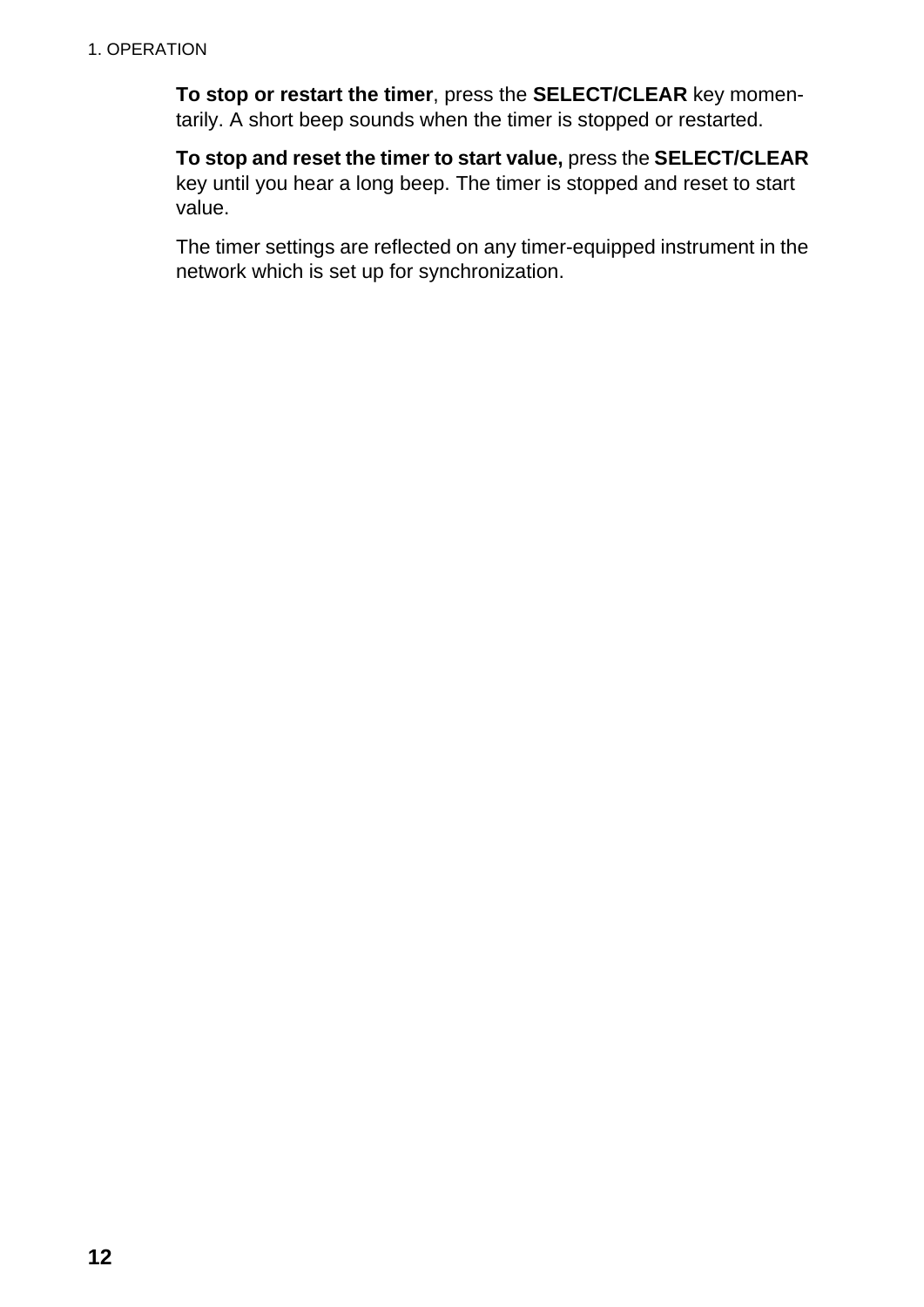**To stop or restart the timer**, press the **SELECT/CLEAR** key momentarily. A short beep sounds when the timer is stopped or restarted.

**To stop and reset the timer to start value,** press the **SELECT/CLEAR** key until you hear a long beep. The timer is stopped and reset to start value.

The timer settings are reflected on any timer-equipped instrument in the network which is set up for synchronization.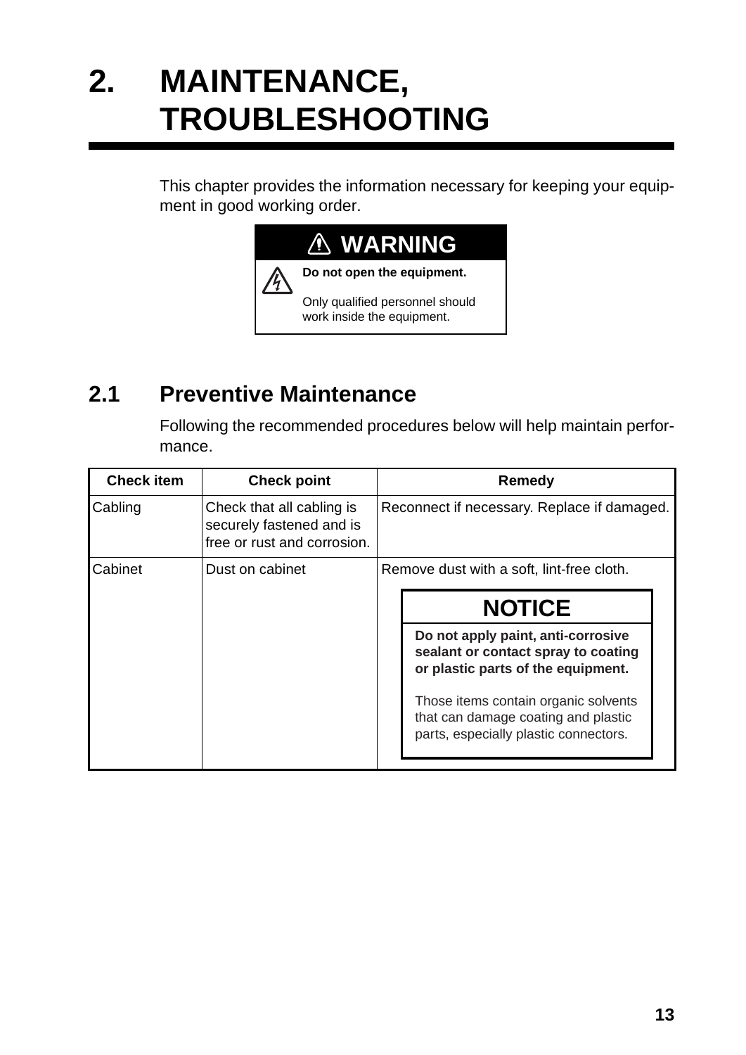# 2. MAINTENANCE, TROUBLESHOOTING

This chapter provides the information necessary for keeping your equipment in good working order.

> **⚠ WARNING**
>
> **Do not open the equipment.**
>
> Only qualified personnel should work inside the equipment.

## 2.1 Preventive Maintenance

Following the recommended procedures below will help maintain performance.

| Check item | Check point | Remedy |
|---|---|---|
| Cabling | Check that all cabling is securely fastened and is free or rust and corrosion. | Reconnect if necessary. Replace if damaged. |
| Cabinet | Dust on cabinet | Remove dust with a soft, lint-free cloth.<br><br>**NOTICE**<br>**Do not apply paint, anti-corrosive sealant or contact spray to coating or plastic parts of the equipment.**<br>Those items contain organic solvents that can damage coating and plastic parts, especially plastic connectors. |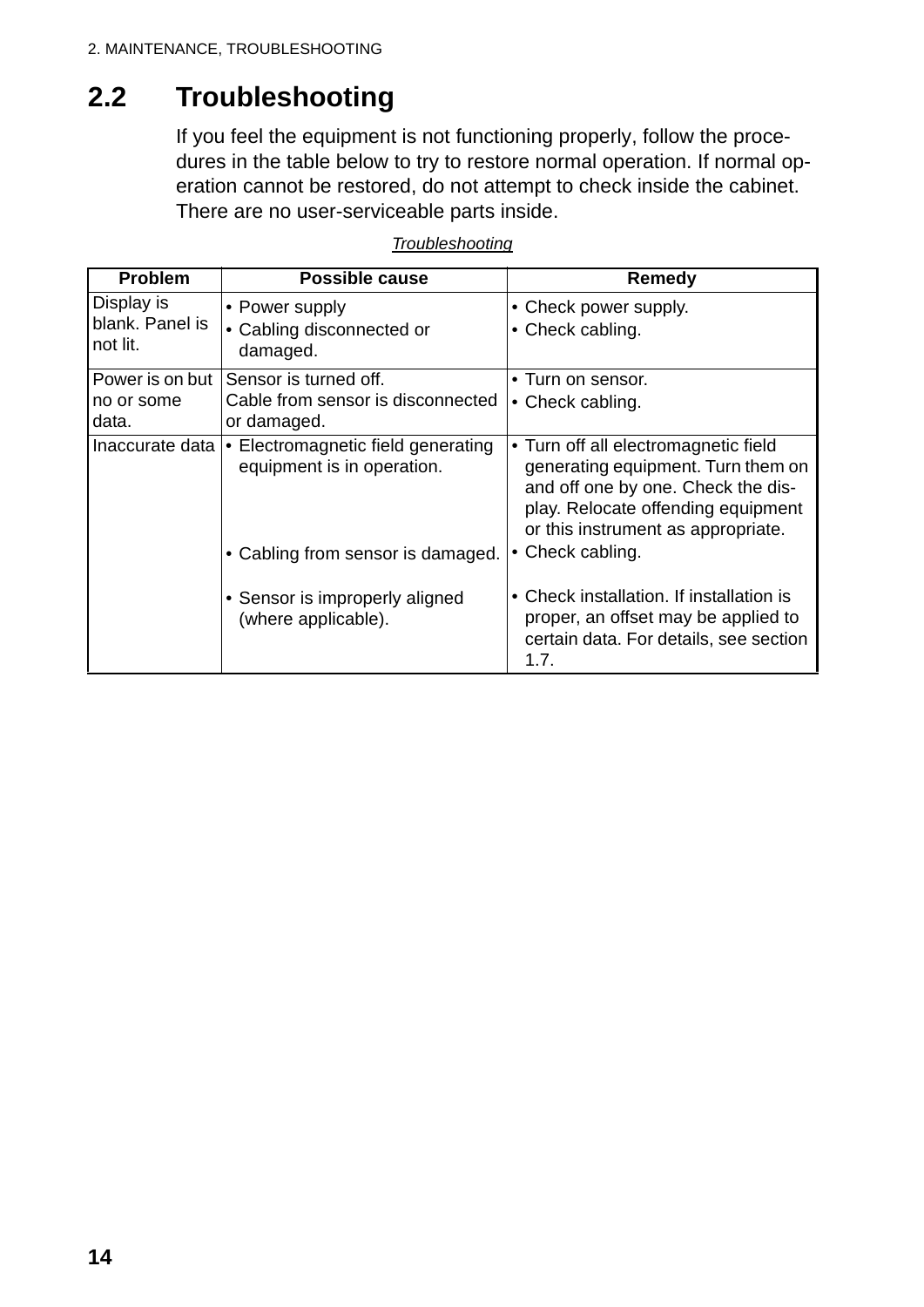## 2.2 Troubleshooting

If you feel the equipment is not functioning properly, follow the procedures in the table below to try to restore normal operation. If normal operation cannot be restored, do not attempt to check inside the cabinet. There are no user-serviceable parts inside.

*Troubleshooting*

| Problem | Possible cause | Remedy |
|---|---|---|
| Display is blank. Panel is not lit. | • Power supply<br>• Cabling disconnected or damaged. | • Check power supply.<br>• Check cabling. |
| Power is on but no or some data. | Sensor is turned off.<br>Cable from sensor is disconnected or damaged. | • Turn on sensor.<br>• Check cabling. |
| Inaccurate data | • Electromagnetic field generating equipment is in operation. | • Turn off all electromagnetic field generating equipment. Turn them on and off one by one. Check the display. Relocate offending equipment or this instrument as appropriate. |
| | • Cabling from sensor is damaged. | • Check cabling. |
| | • Sensor is improperly aligned (where applicable). | • Check installation. If installation is proper, an offset may be applied to certain data. For details, see section 1.7. |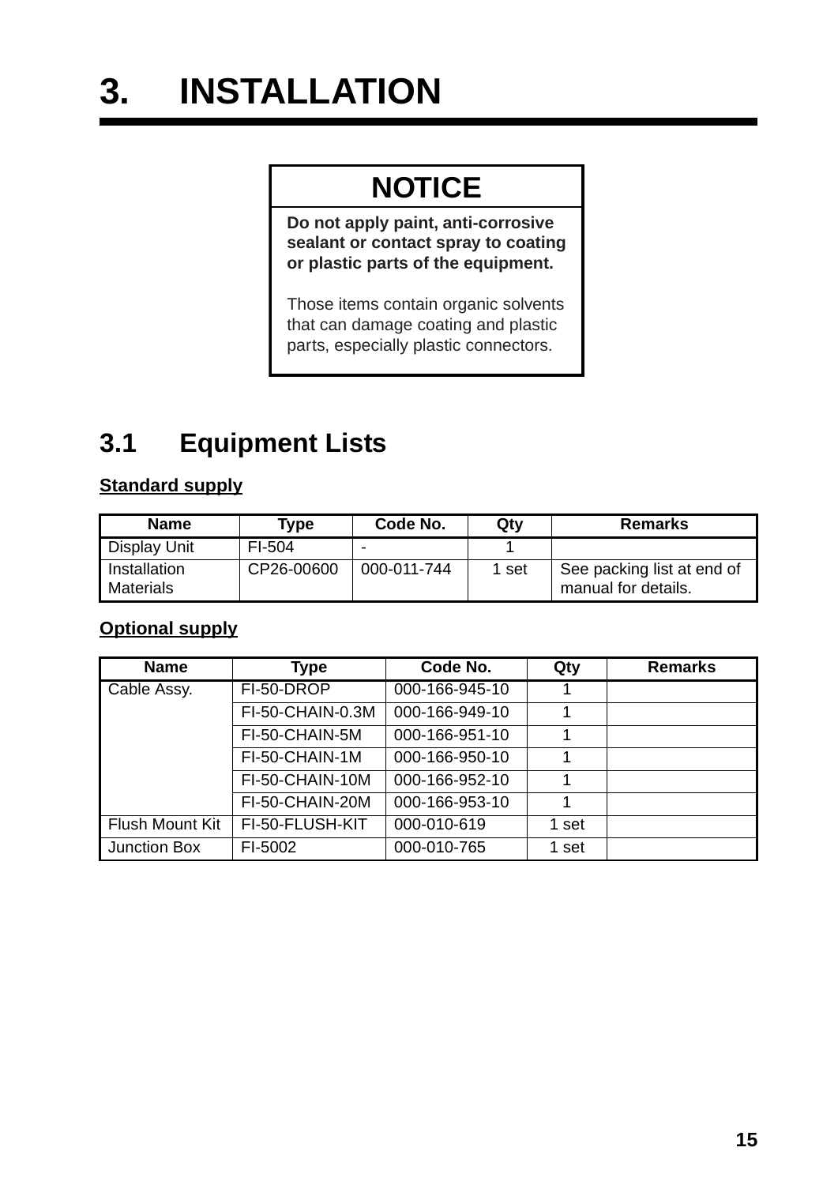# 3. INSTALLATION

**NOTICE**

**Do not apply paint, anti-corrosive sealant or contact spray to coating or plastic parts of the equipment.**

Those items contain organic solvents that can damage coating and plastic parts, especially plastic connectors.

## 3.1 Equipment Lists

**Standard supply**

| Name | Type | Code No. | Qty | Remarks |
|---|---|---|---|---|
| Display Unit | FI-504 | - | 1 | |
| Installation Materials | CP26-00600 | 000-011-744 | 1 set | See packing list at end of manual for details. |

**Optional supply**

| Name | Type | Code No. | Qty | Remarks |
|---|---|---|---|---|
| Cable Assy. | FI-50-DROP | 000-166-945-10 | 1 | |
| | FI-50-CHAIN-0.3M | 000-166-949-10 | 1 | |
| | FI-50-CHAIN-5M | 000-166-951-10 | 1 | |
| | FI-50-CHAIN-1M | 000-166-950-10 | 1 | |
| | FI-50-CHAIN-10M | 000-166-952-10 | 1 | |
| | FI-50-CHAIN-20M | 000-166-953-10 | 1 | |
| Flush Mount Kit | FI-50-FLUSH-KIT | 000-010-619 | 1 set | |
| Junction Box | FI-5002 | 000-010-765 | 1 set | |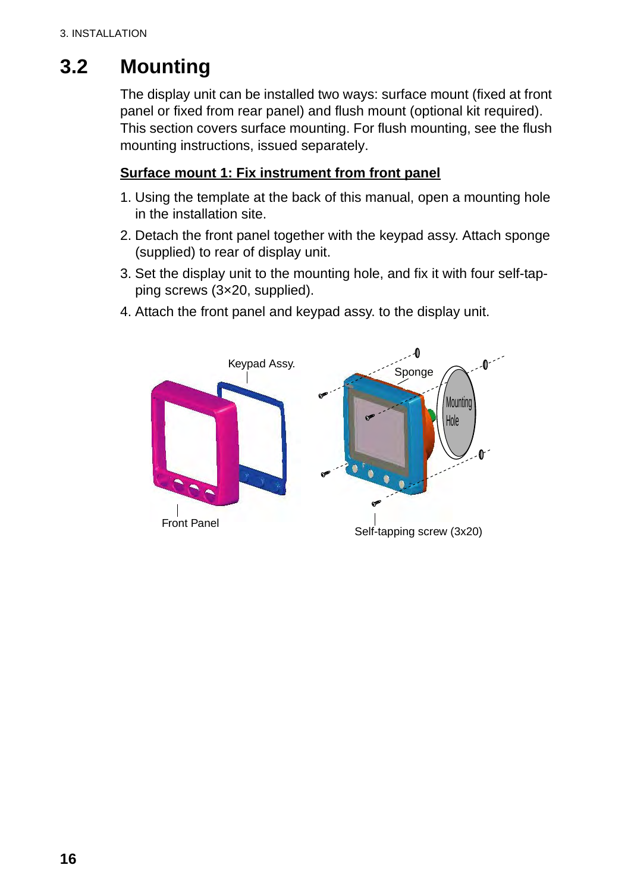## 3.2 Mounting

The display unit can be installed two ways: surface mount (fixed at front panel or fixed from rear panel) and flush mount (optional kit required). This section covers surface mounting. For flush mounting, see the flush mounting instructions, issued separately.

**Surface mount 1: Fix instrument from front panel**

1. Using the template at the back of this manual, open a mounting hole in the installation site.
2. Detach the front panel together with the keypad assy. Attach sponge (supplied) to rear of display unit.
3. Set the display unit to the mounting hole, and fix it with four self-tapping screws (3×20, supplied).
4. Attach the front panel and keypad assy. to the display unit.

Keypad Assy.

Sponge

Mounting Hole

Front Panel

Self-tapping screw (3x20)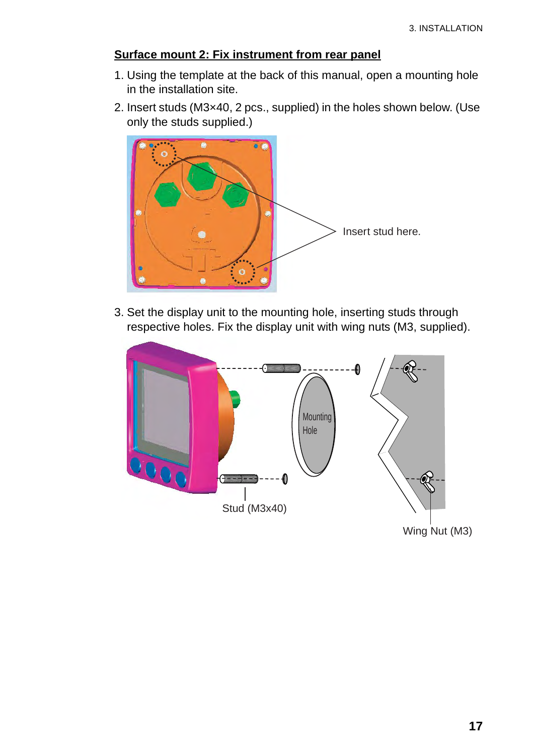## Surface mount 2: Fix instrument from rear panel

1. Using the template at the back of this manual, open a mounting hole in the installation site.
2. Insert studs (M3×40, 2 pcs., supplied) in the holes shown below. (Use only the studs supplied.)

Insert stud here.

3. Set the display unit to the mounting hole, inserting studs through respective holes. Fix the display unit with wing nuts (M3, supplied).

Mounting Hole

Stud (M3x40)

Wing Nut (M3)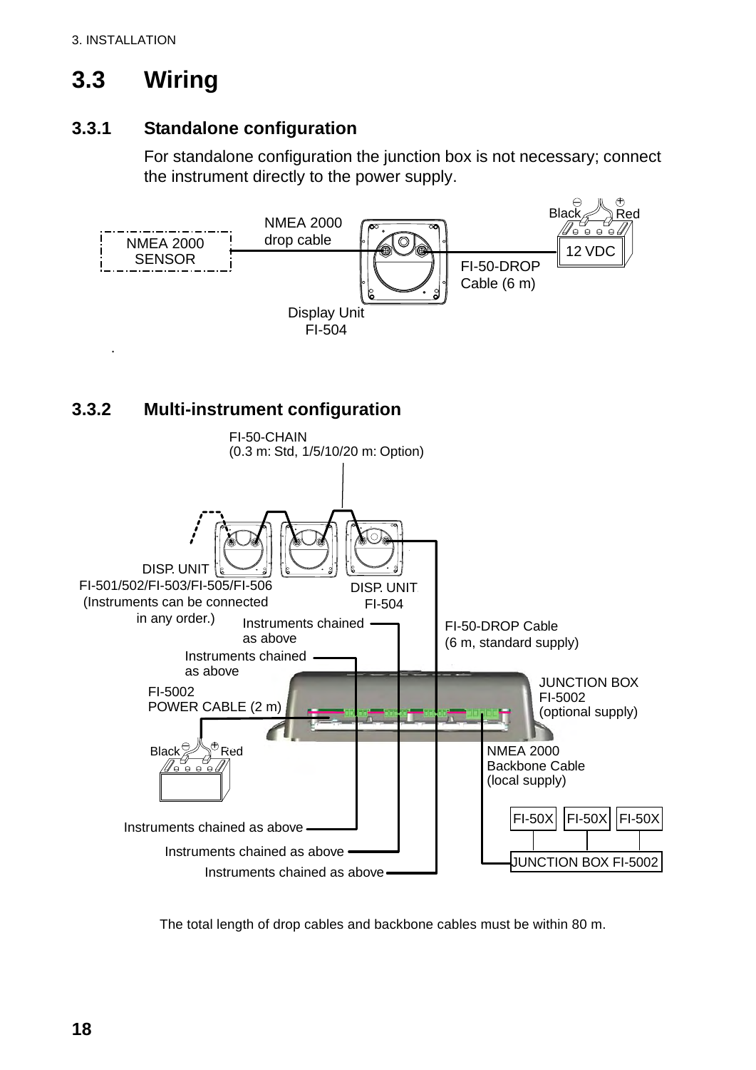## 3.3 Wiring

### 3.3.1 Standalone configuration

For standalone configuration the junction box is not necessary; connect the instrument directly to the power supply.

NMEA 2000 SENSOR

NMEA 2000 drop cable

Display Unit FI-504

FI-50-DROP Cable (6 m)

Black Red

12 VDC

### 3.3.2 Multi-instrument configuration

FI-50-CHAIN (0.3 m: Std, 1/5/10/20 m: Option)

DISP. UNIT FI-501/502/FI-503/FI-505/FI-506 (Instruments can be connected in any order.)

DISP. UNIT FI-504

Instruments chained as above

Instruments chained as above

FI-50-DROP Cable (6 m, standard supply)

JUNCTION BOX FI-5002 (optional supply)

FI-5002 POWER CABLE (2 m)

Black Red

NMEA 2000 Backbone Cable (local supply)

FI-50X FI-50X FI-50X

JUNCTION BOX FI-5002

Instruments chained as above

Instruments chained as above

Instruments chained as above

The total length of drop cables and backbone cables must be within 80 m.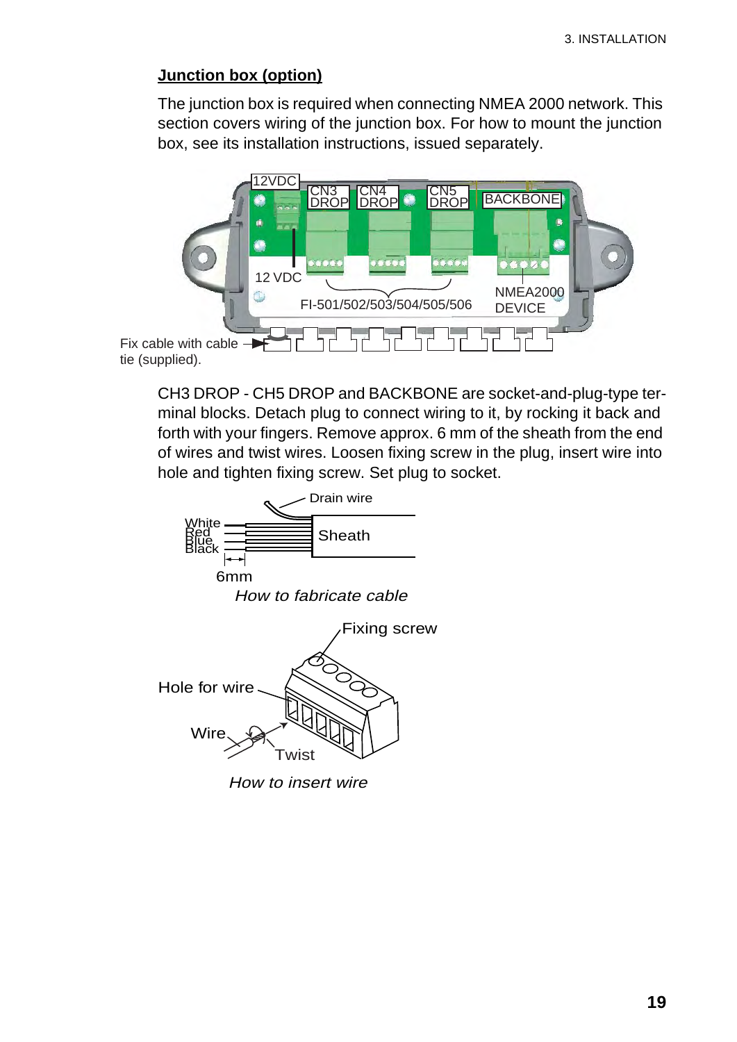## Junction box (option)

The junction box is required when connecting NMEA 2000 network. This section covers wiring of the junction box. For how to mount the junction box, see its installation instructions, issued separately.

12VDC CN3 DROP CN4 DROP CN5 DROP BACKBONE

12 VDC

FI-501/502/503/504/505/506

NMEA2000 DEVICE

Fix cable with cable tie (supplied).

CH3 DROP - CH5 DROP and BACKBONE are socket-and-plug-type terminal blocks. Detach plug to connect wiring to it, by rocking it back and forth with your fingers. Remove approx. 6 mm of the sheath from the end of wires and twist wires. Loosen fixing screw in the plug, insert wire into hole and tighten fixing screw. Set plug to socket.

Drain wire

White
Red
Blue
Black

Sheath

6mm

*How to fabricate cable*

Fixing screw

Hole for wire

Wire

Twist

*How to insert wire*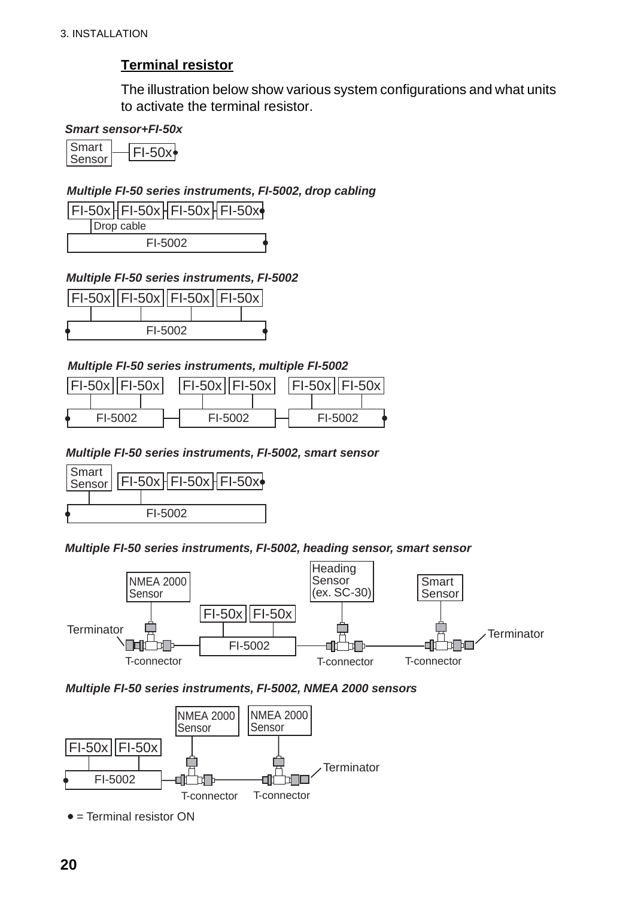### Terminal resistor

The illustration below show various system configurations and what units to activate the terminal resistor.

***Smart sensor+FI-50x***

Smart Sensor — FI-50x•

***Multiple FI-50 series instruments, FI-5002, drop cabling***

FI-50x FI-50x FI-50x FI-50x•

Drop cable

FI-5002•

***Multiple FI-50 series instruments, FI-5002***

FI-50x FI-50x FI-50x FI-50x

•FI-5002•

***Multiple FI-50 series instruments, multiple FI-5002***

FI-50x FI-50x FI-50x FI-50x FI-50x FI-50x

•FI-5002 FI-5002 FI-5002•

***Multiple FI-50 series instruments, FI-5002, smart sensor***

Smart Sensor FI-50x FI-50x FI-50x•

•FI-5002

***Multiple FI-50 series instruments, FI-5002, heading sensor, smart sensor***

NMEA 2000 Sensor, Heading Sensor (ex. SC-30), Smart Sensor, FI-50x, FI-50x, FI-5002, Terminator, T-connector, T-connector, T-connector, Terminator

***Multiple FI-50 series instruments, FI-5002, NMEA 2000 sensors***

NMEA 2000 Sensor, NMEA 2000 Sensor, FI-50x, FI-50x, •FI-5002, T-connector, T-connector, Terminator

• = Terminal resistor ON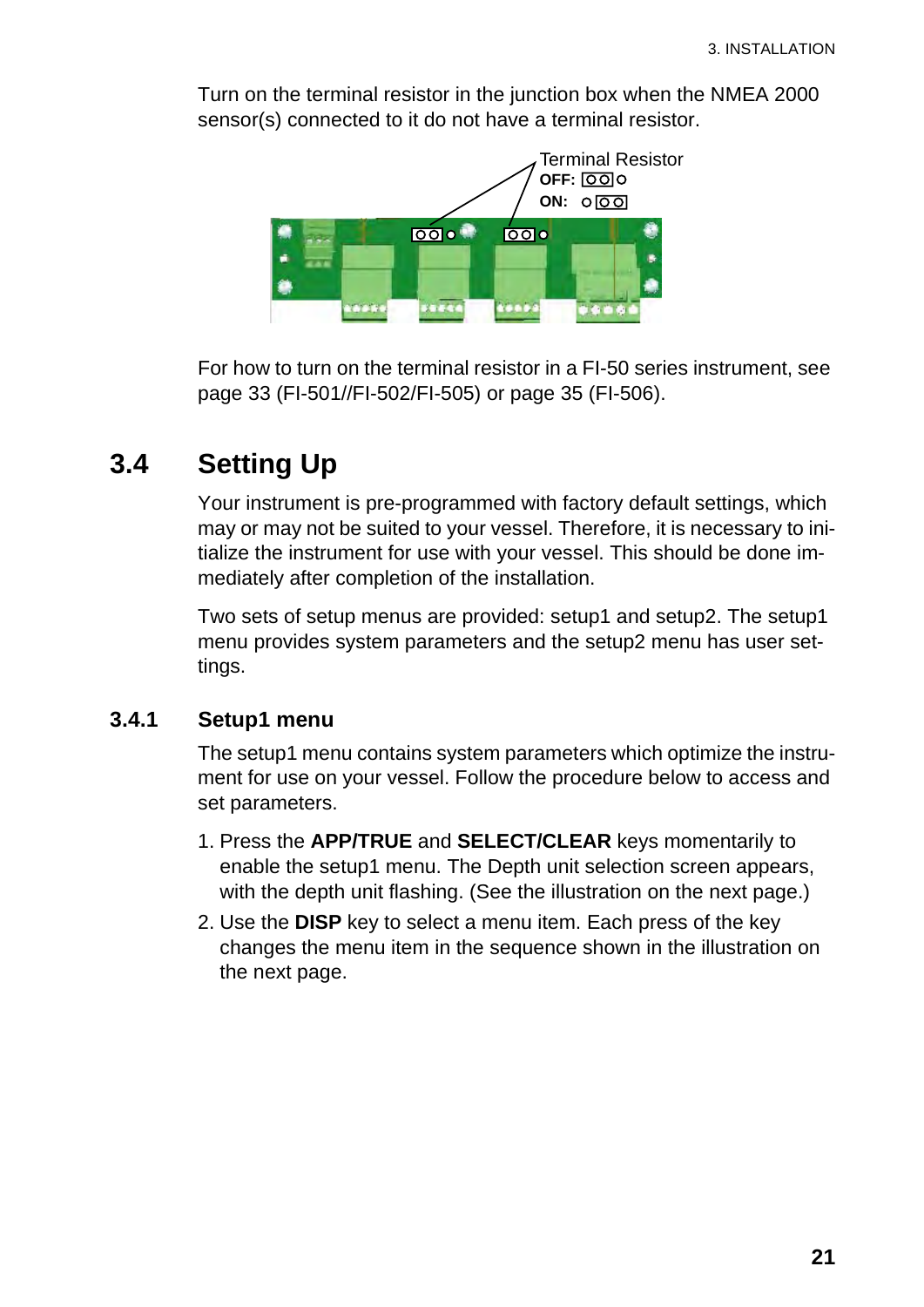Turn on the terminal resistor in the junction box when the NMEA 2000 sensor(s) connected to it do not have a terminal resistor.

Terminal Resistor
**OFF:**
**ON:**

For how to turn on the terminal resistor in a FI-50 series instrument, see page 33 (FI-501//FI-502/FI-505) or page 35 (FI-506).

## 3.4 Setting Up

Your instrument is pre-programmed with factory default settings, which may or may not be suited to your vessel. Therefore, it is necessary to initialize the instrument for use with your vessel. This should be done immediately after completion of the installation.

Two sets of setup menus are provided: setup1 and setup2. The setup1 menu provides system parameters and the setup2 menu has user settings.

### 3.4.1 Setup1 menu

The setup1 menu contains system parameters which optimize the instrument for use on your vessel. Follow the procedure below to access and set parameters.

1. Press the **APP/TRUE** and **SELECT/CLEAR** keys momentarily to enable the setup1 menu. The Depth unit selection screen appears, with the depth unit flashing. (See the illustration on the next page.)
2. Use the **DISP** key to select a menu item. Each press of the key changes the menu item in the sequence shown in the illustration on the next page.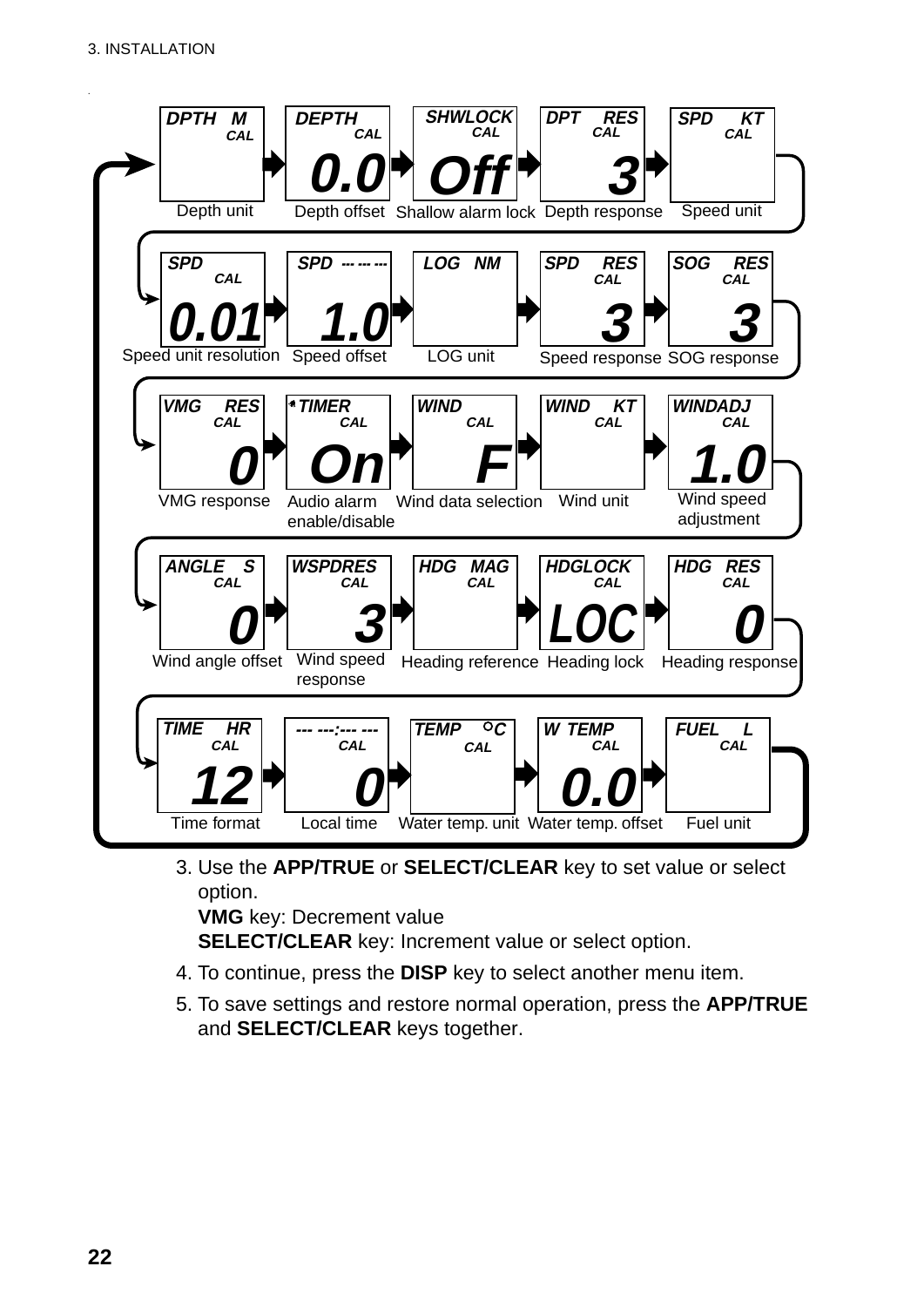| DPTH M CAL | DEPTH CAL 0.0 | SHWLOCK CAL Off | DPT RES CAL 3 | SPD KT CAL |
|---|---|---|---|---|
| Depth unit | Depth offset | Shallow alarm lock | Depth response | Speed unit |
| SPD CAL 0.01 | SPD --- --- --- 1.0 | LOG NM | SPD RES CAL 3 | SOG RES CAL 3 |
| Speed unit resolution | Speed offset | LOG unit | Speed response | SOG response |
| VMG RES CAL 0 | TIMER CAL On | WIND CAL F | WIND KT CAL | WINDADJ CAL 1.0 |
| VMG response | Audio alarm enable/disable | Wind data selection | Wind unit | Wind speed adjustment |
| ANGLE S CAL 0 | WSPDRES CAL 3 | HDG MAG CAL | HDGLOCK CAL LOC | HDG RES CAL 0 |
| Wind angle offset | Wind speed response | Heading reference | Heading lock | Heading response |
| TIME HR CAL 12 | --- ---:--- --- CAL 0 | TEMP °C CAL | W TEMP CAL 0.0 | FUEL L CAL |
| Time format | Local time | Water temp. unit | Water temp. offset | Fuel unit |

3. Use the **APP/TRUE** or **SELECT/CLEAR** key to set value or select option.
   **VMG** key: Decrement value
   **SELECT/CLEAR** key: Increment value or select option.
4. To continue, press the **DISP** key to select another menu item.
5. To save settings and restore normal operation, press the **APP/TRUE** and **SELECT/CLEAR** keys together.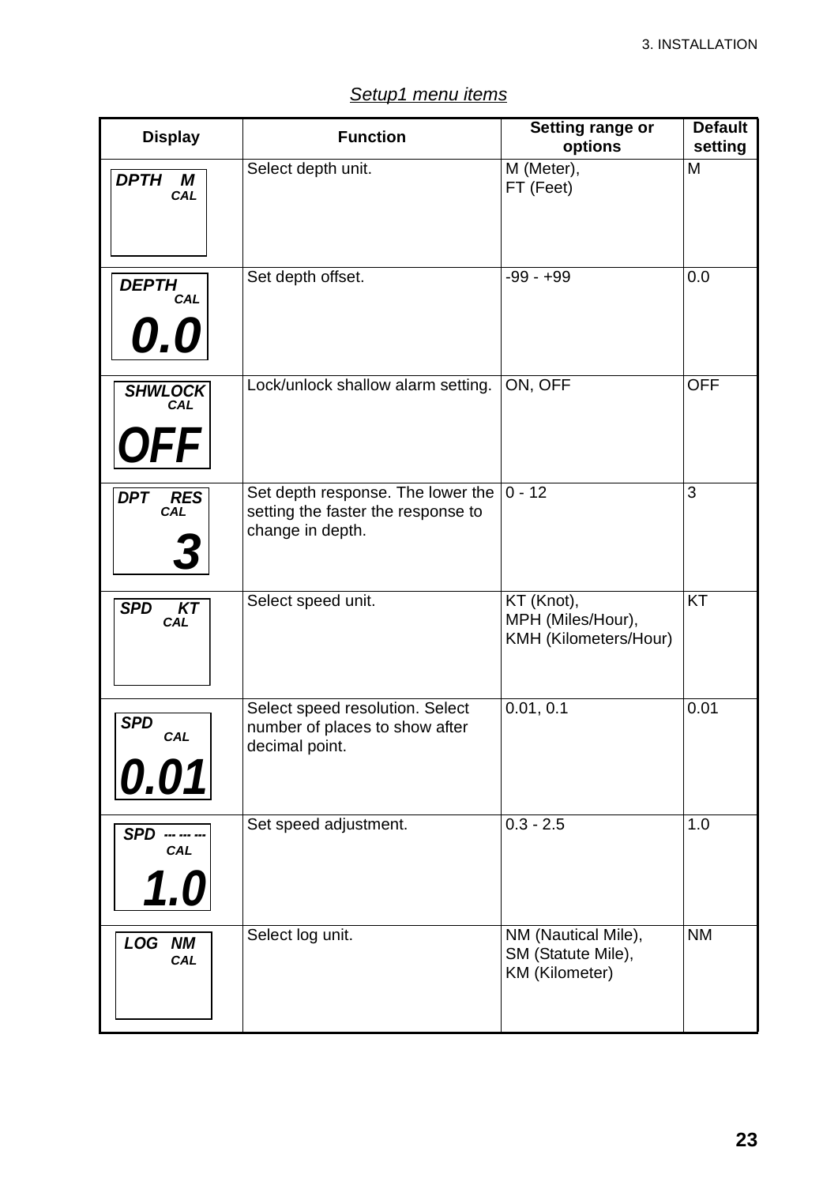*Setup1 menu items*

| Display | Function | Setting range or options | Default setting |
|---|---|---|---|
| DPTH M CAL | Select depth unit. | M (Meter), FT (Feet) | M |
| DEPTH CAL 0.0 | Set depth offset. | -99 - +99 | 0.0 |
| SHWLOCK CAL OFF | Lock/unlock shallow alarm setting. | ON, OFF | OFF |
| DPT RES CAL 3 | Set depth response. The lower the setting the faster the response to change in depth. | 0 - 12 | 3 |
| SPD KT CAL | Select speed unit. | KT (Knot), MPH (Miles/Hour), KMH (Kilometers/Hour) | KT |
| SPD CAL 0.01 | Select speed resolution. Select number of places to show after decimal point. | 0.01, 0.1 | 0.01 |
| SPD --- --- --- CAL 1.0 | Set speed adjustment. | 0.3 - 2.5 | 1.0 |
| LOG NM CAL | Select log unit. | NM (Nautical Mile), SM (Statute Mile), KM (Kilometer) | NM |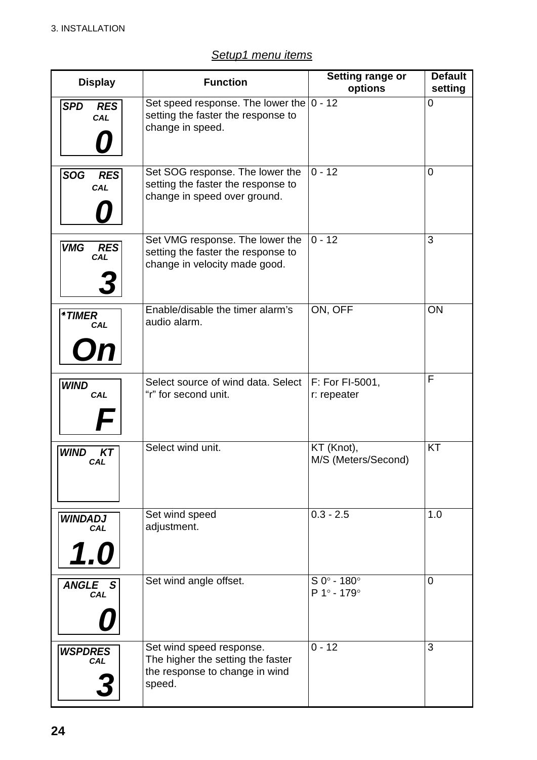*Setup1 menu items*

| Display | Function | Setting range or options | Default setting |
|---|---|---|---|
| SPD RES CAL 0 | Set speed response. The lower the setting the faster the response to change in speed. | 0 - 12 | 0 |
| SOG RES CAL 0 | Set SOG response. The lower the setting the faster the response to change in speed over ground. | 0 - 12 | 0 |
| VMG RES CAL 3 | Set VMG response. The lower the setting the faster the response to change in velocity made good. | 0 - 12 | 3 |
| TIMER CAL On | Enable/disable the timer alarm's audio alarm. | ON, OFF | ON |
| WIND CAL F | Select source of wind data. Select "r" for second unit. | F: For FI-5001,<br>r: repeater | F |
| WIND KT CAL | Select wind unit. | KT (Knot),<br>M/S (Meters/Second) | KT |
| WINDADJ CAL 1.0 | Set wind speed adjustment. | 0.3 - 2.5 | 1.0 |
| ANGLE S CAL 0 | Set wind angle offset. | S 0° - 180°<br>P 1° - 179° | 0 |
| WSPDRES CAL 3 | Set wind speed response. The higher the setting the faster the response to change in wind speed. | 0 - 12 | 3 |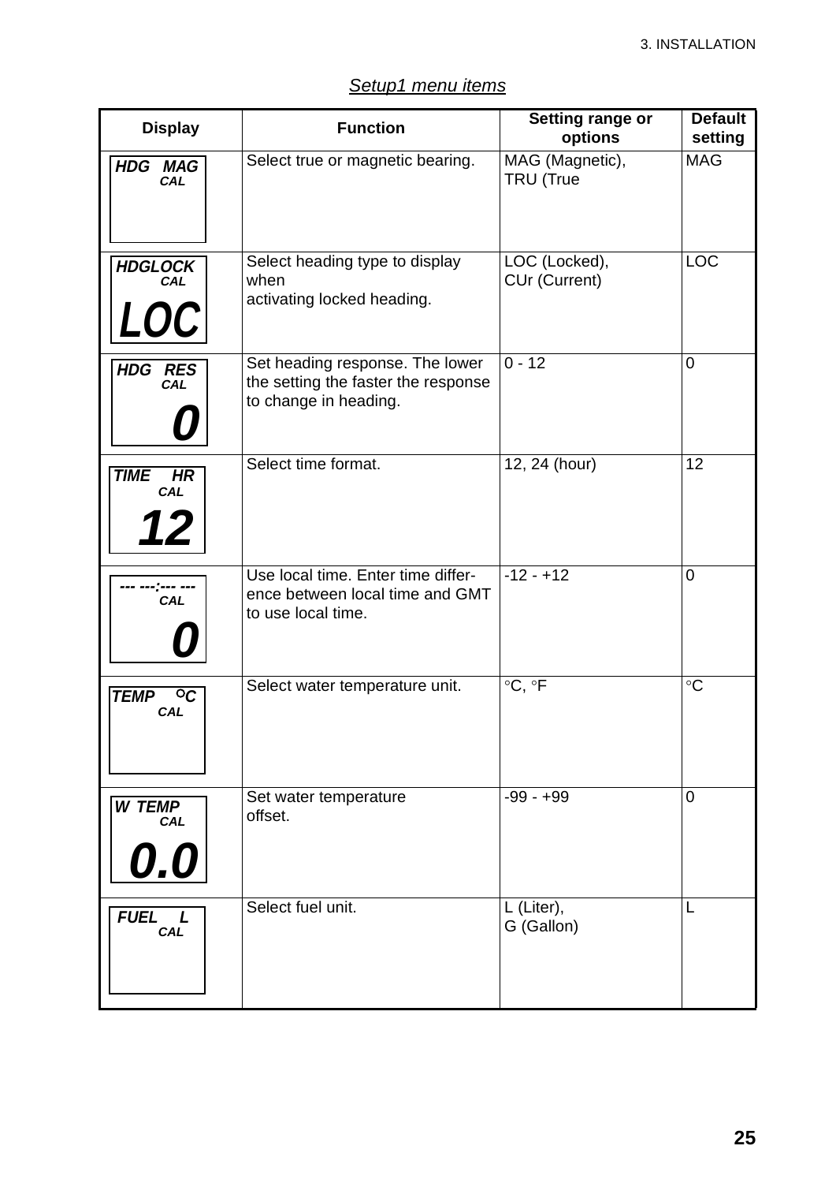*Setup1 menu items*

| Display | Function | Setting range or options | Default setting |
|---|---|---|---|
| HDG MAG CAL | Select true or magnetic bearing. | MAG (Magnetic), TRU (True | MAG |
| HDGLOCK CAL LOC | Select heading type to display when activating locked heading. | LOC (Locked), CUr (Current) | LOC |
| HDG RES CAL 0 | Set heading response. The lower the setting the faster the response to change in heading. | 0 - 12 | 0 |
| TIME HR CAL 12 | Select time format. | 12, 24 (hour) | 12 |
| --- ---:--- --- CAL 0 | Use local time. Enter time difference between local time and GMT to use local time. | -12 - +12 | 0 |
| TEMP °C CAL | Select water temperature unit. | °C, °F | °C |
| W TEMP CAL 0.0 | Set water temperature offset. | -99 - +99 | 0 |
| FUEL L CAL | Select fuel unit. | L (Liter), G (Gallon) | L |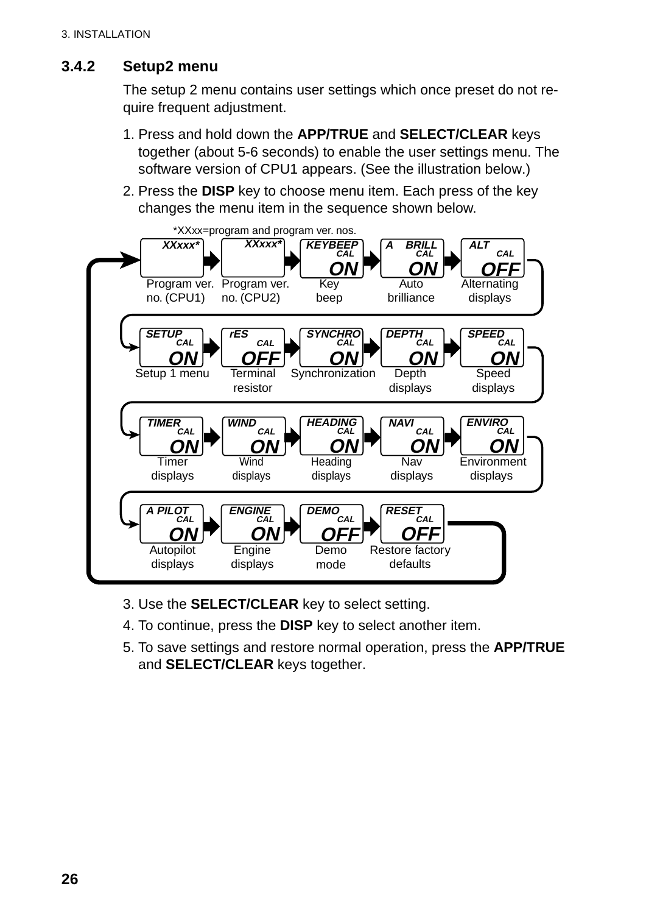### 3.4.2 Setup2 menu

The setup 2 menu contains user settings which once preset do not require frequent adjustment.

1. Press and hold down the **APP/TRUE** and **SELECT/CLEAR** keys together (about 5-6 seconds) to enable the user settings menu. The software version of CPU1 appears. (See the illustration below.)
2. Press the **DISP** key to choose menu item. Each press of the key changes the menu item in the sequence shown below.

*XXxx=program and program ver. nos.

| Display | Setting | Description |
|---|---|---|
| XXxxx* | | Program ver. no. (CPU1) |
| XXxxx* | | Program ver. no. (CPU2) |
| KEYBEEP CAL | ON | Key beep |
| A BRILL CAL | ON | Auto brilliance |
| ALT CAL | OFF | Alternating displays |
| SETUP CAL | ON | Setup 1 menu |
| rES CAL | OFF | Terminal resistor |
| SYNCHRO CAL | ON | Synchronization |
| DEPTH CAL | ON | Depth displays |
| SPEED CAL | ON | Speed displays |
| TIMER CAL | ON | Timer displays |
| WIND CAL | ON | Wind displays |
| HEADING CAL | ON | Heading displays |
| NAVI CAL | ON | Nav displays |
| ENVIRO CAL | ON | Environment displays |
| A PILOT CAL | ON | Autopilot displays |
| ENGINE CAL | ON | Engine displays |
| DEMO CAL | OFF | Demo mode |
| RESET CAL | OFF | Restore factory defaults |

3. Use the **SELECT/CLEAR** key to select setting.
4. To continue, press the **DISP** key to select another item.
5. To save settings and restore normal operation, press the **APP/TRUE** and **SELECT/CLEAR** keys together.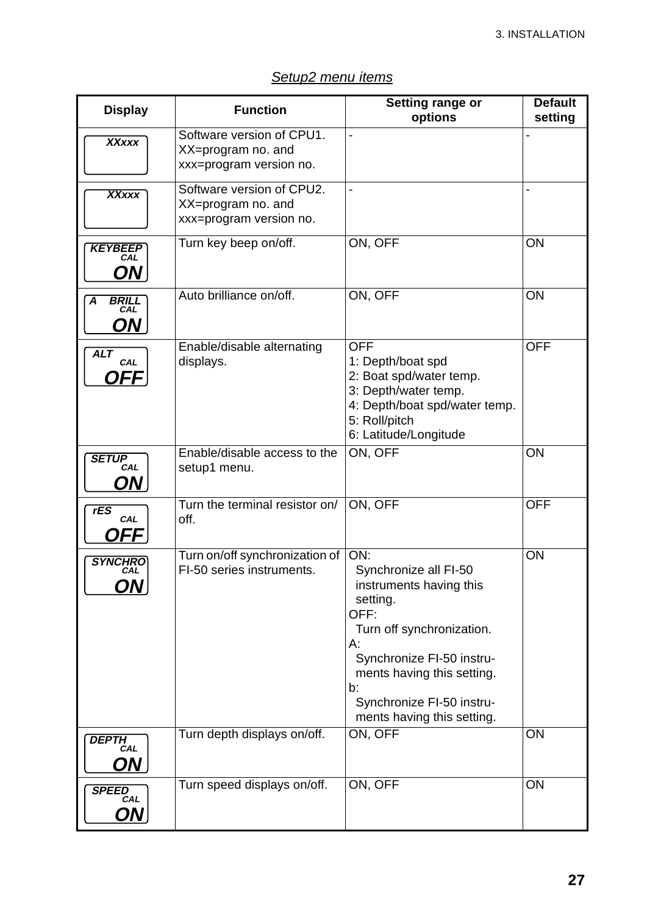## Setup2 menu items

| Display | Function | Setting range or options | Default setting |
|---|---|---|---|
| XXxxx | Software version of CPU1. XX=program no. and xxx=program version no. | - | - |
| XXxxx | Software version of CPU2. XX=program no. and xxx=program version no. | - | - |
| KEYBEEP CAL ON | Turn key beep on/off. | ON, OFF | ON |
| A BRILL CAL ON | Auto brilliance on/off. | ON, OFF | ON |
| ALT CAL OFF | Enable/disable alternating displays. | OFF<br>1: Depth/boat spd<br>2: Boat spd/water temp.<br>3: Depth/water temp.<br>4: Depth/boat spd/water temp.<br>5: Roll/pitch<br>6: Latitude/Longitude | OFF |
| SETUP CAL ON | Enable/disable access to the setup1 menu. | ON, OFF | ON |
| rES CAL OFF | Turn the terminal resistor on/off. | ON, OFF | OFF |
| SYNCHRO CAL ON | Turn on/off synchronization of FI-50 series instruments. | ON:<br>Synchronize all FI-50 instruments having this setting.<br>OFF:<br>Turn off synchronization.<br>A:<br>Synchronize FI-50 instruments having this setting.<br>b:<br>Synchronize FI-50 instruments having this setting. | ON |
| DEPTH CAL ON | Turn depth displays on/off. | ON, OFF | ON |
| SPEED CAL ON | Turn speed displays on/off. | ON, OFF | ON |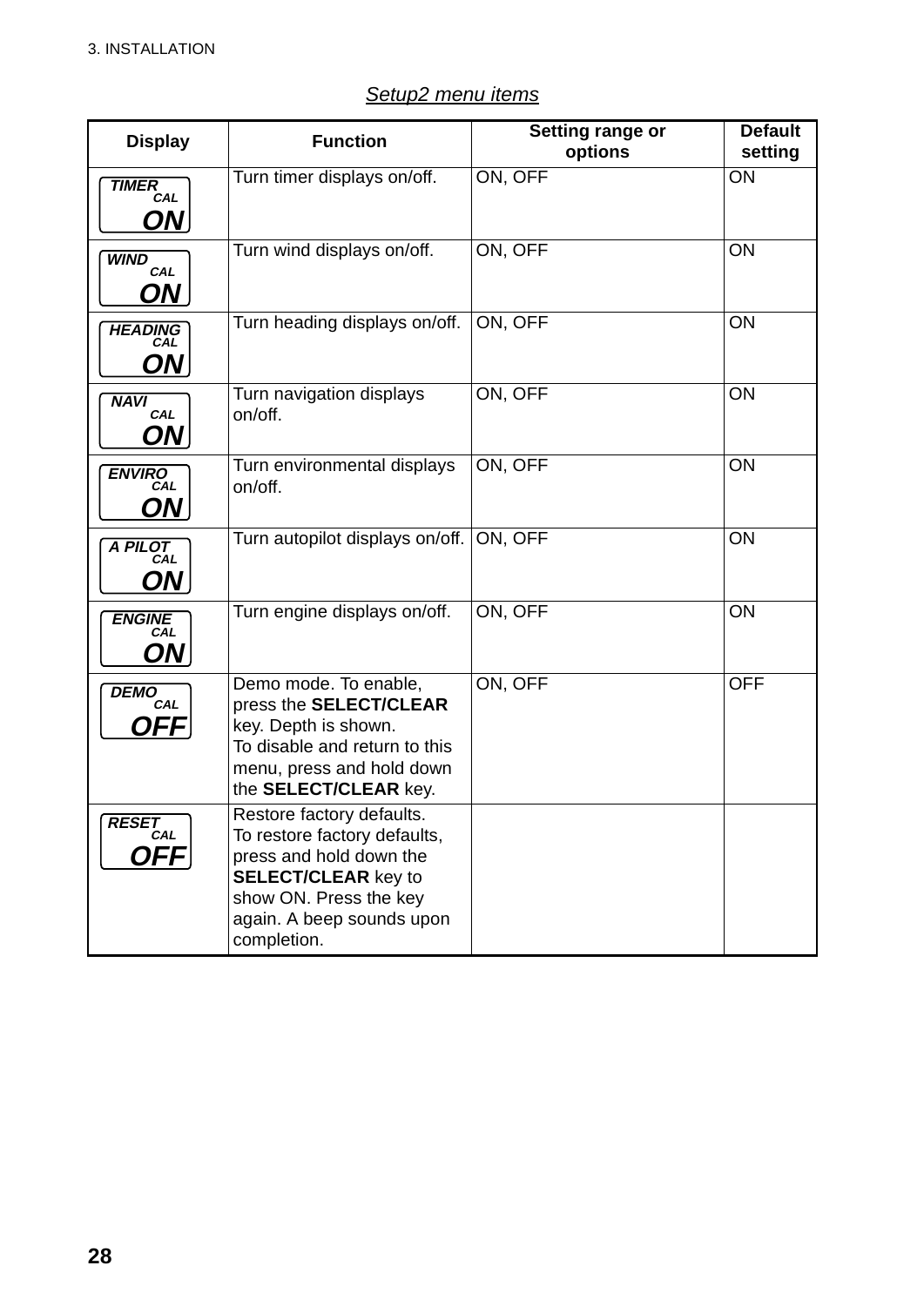*Setup2 menu items*

| Display | Function | Setting range or options | Default setting |
|---|---|---|---|
| TIMER CAL ON | Turn timer displays on/off. | ON, OFF | ON |
| WIND CAL ON | Turn wind displays on/off. | ON, OFF | ON |
| HEADING CAL ON | Turn heading displays on/off. | ON, OFF | ON |
| NAVI CAL ON | Turn navigation displays on/off. | ON, OFF | ON |
| ENVIRO CAL ON | Turn environmental displays on/off. | ON, OFF | ON |
| A PILOT CAL ON | Turn autopilot displays on/off. | ON, OFF | ON |
| ENGINE CAL ON | Turn engine displays on/off. | ON, OFF | ON |
| DEMO CAL OFF | Demo mode. To enable, press the **SELECT/CLEAR** key. Depth is shown. To disable and return to this menu, press and hold down the **SELECT/CLEAR** key. | ON, OFF | OFF |
| RESET CAL OFF | Restore factory defaults. To restore factory defaults, press and hold down the **SELECT/CLEAR** key to show ON. Press the key again. A beep sounds upon completion. | | |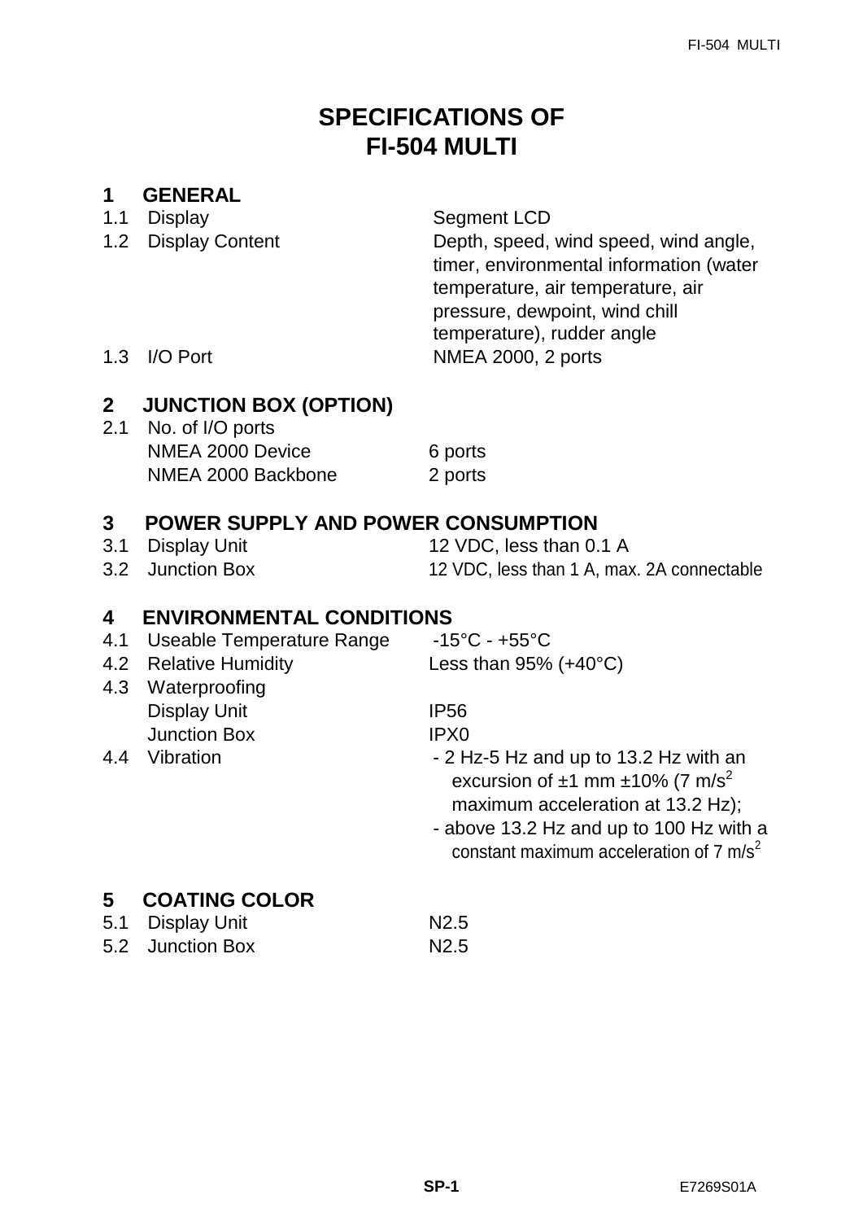# SPECIFICATIONS OF FI-504 MULTI

## 1 GENERAL

1.1 Display — Segment LCD

1.2 Display Content — Depth, speed, wind speed, wind angle, timer, environmental information (water temperature, air temperature, air pressure, dewpoint, wind chill temperature), rudder angle

1.3 I/O Port — NMEA 2000, 2 ports

## 2 JUNCTION BOX (OPTION)

2.1 No. of I/O ports

- NMEA 2000 Device — 6 ports
- NMEA 2000 Backbone — 2 ports

## 3 POWER SUPPLY AND POWER CONSUMPTION

3.1 Display Unit — 12 VDC, less than 0.1 A

3.2 Junction Box — 12 VDC, less than 1 A, max. 2A connectable

## 4 ENVIRONMENTAL CONDITIONS

4.1 Useable Temperature Range — -15°C - +55°C

4.2 Relative Humidity — Less than 95% (+40°C)

4.3 Waterproofing

- Display Unit — IP56
- Junction Box — IPX0

4.4 Vibration

- 2 Hz-5 Hz and up to 13.2 Hz with an excursion of ±1 mm ±10% (7 $m/s^2$ maximum acceleration at 13.2 Hz);
- above 13.2 Hz and up to 100 Hz with a constant maximum acceleration of 7 $m/s^2$

## 5 COATING COLOR

5.1 Display Unit — N2.5

5.2 Junction Box — N2.5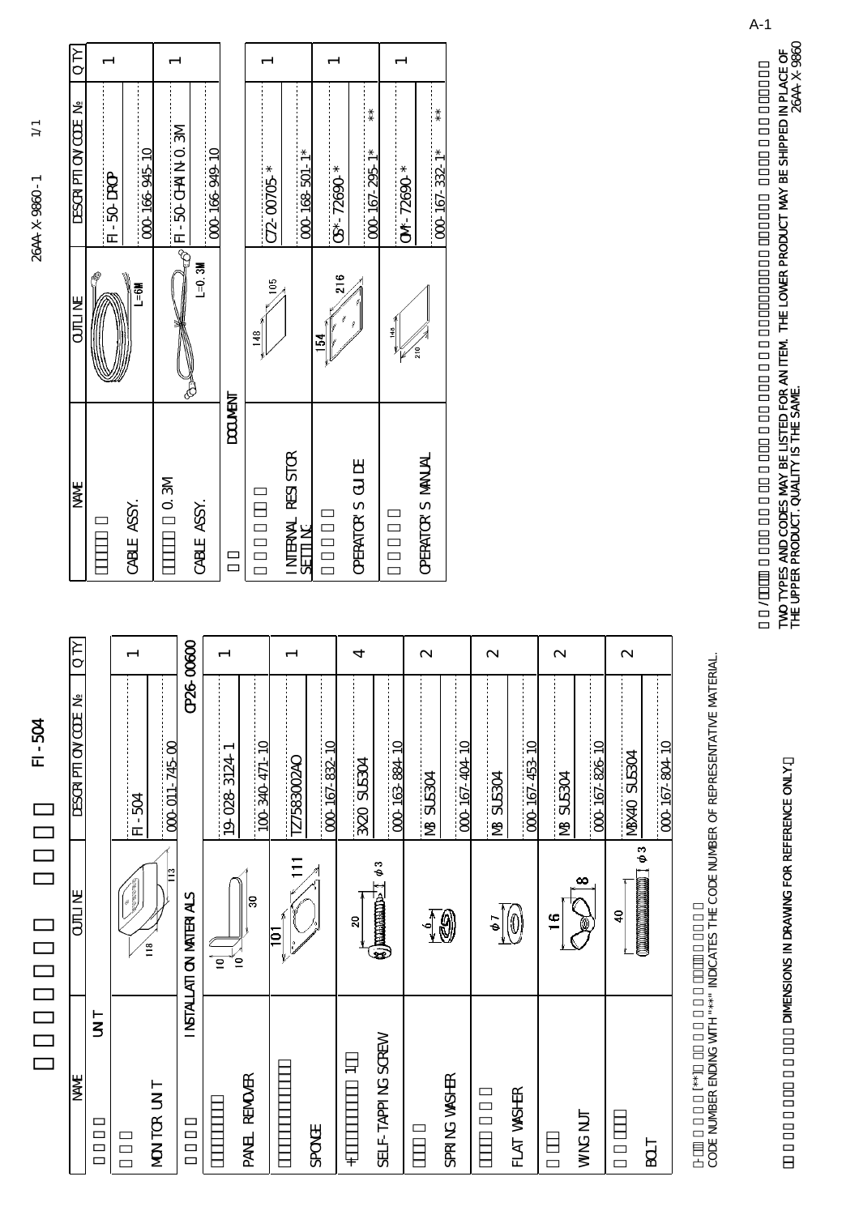26AA-X-9860-1 1/1

# 工事材料表 FI-504

| NAME | OUTLINE | DESCRIPTION/CODE № | Q'TY |
|---|---|---|---|
| ユニット UNIT | | | |
| 表示部 MONITOR UNIT | 118 / 113 | FI-504<br>000-011-745-00 | 1 |
| 工事材料 INSTALLATION MATERIALS | | CP26-00600 | |
| パネル外し PANEL REMOVER | 10 / 10 / 30 | 19-028-3124-1<br>100-340-471-10 | 1 |
| スポンジ SPONGE | 101 / 111 | TZ7583002AO<br>000-167-832-10 | 1 |
| +トラスタッピンネジ 1種 SELF-TAPPING SCREW | 20 / φ3 | 3X20 SUS304<br>000-163-884-10 | 4 |
| ばね座金 SPRING WASHER | φ6 | M3 SUS304<br>000-167-404-10 | 2 |
| ひらワッシャ FLAT WASHER | φ7 | M3 SUS304<br>000-167-453-10 | 2 |
| 蝶ナット WING NUT | 16 / 8 | M3 SUS304<br>000-167-826-10 | 2 |
| 全ネジボルト BOLT | 40 / φ3 | M3X40 SUS304<br>000-167-804-10 | 2 |

| NAME | OUTLINE | DESCRIPTION/CODE № | Q'TY |
|---|---|---|---|
| ケーブル組品 CABLE ASSY. | L=6M | FI-50-DROP<br>000-166-945-10 | 1 |
| ケーブル組品 0.3M CABLE ASSY. | L=0.3M | FI-50-CHAIN-0.3M<br>000-166-949-10 | 1 |
| 図書 DOCUMENT | | | |
| 終端抵抗設定 INTERNAL RESISTOR SETTING | 148 / 105 | C72-00705-* <br>000-168-501-1* | 1 |
| 操作要領書 OPERATOR'S GUIDE | 154 / 216 | OS*-72690-* <br>000-167-295-1* ** | 1 |
| 取扱説明書 OPERATOR'S MANUAL | 148 / 210 | OM*-72690-* <br>000-167-332-1* ** | 1 |

コード番号末尾の[**]は、選択品の代表コードを表します。
CODE NUMBER ENDING WITH "**" INDICATES THE CODE NUMBER OF REPRESENTATIVE MATERIAL.

（略図の寸法は、参考値です。）DIMENSIONS IN DRAWING FOR REFERENCE ONLY.

2種類の型式/コードが併記されている場合は、下段より上段に代わる過渡期品であり、どちらかが入っています。なお、品質は変わりません。
TWO TYPES AND CODES MAY BE LISTED FOR AN ITEM. THE LOWER PRODUCT MAY BE SHIPPED IN PLACE OF THE UPPER PRODUCT. QUALITY IS THE SAME.

26AA-X-9860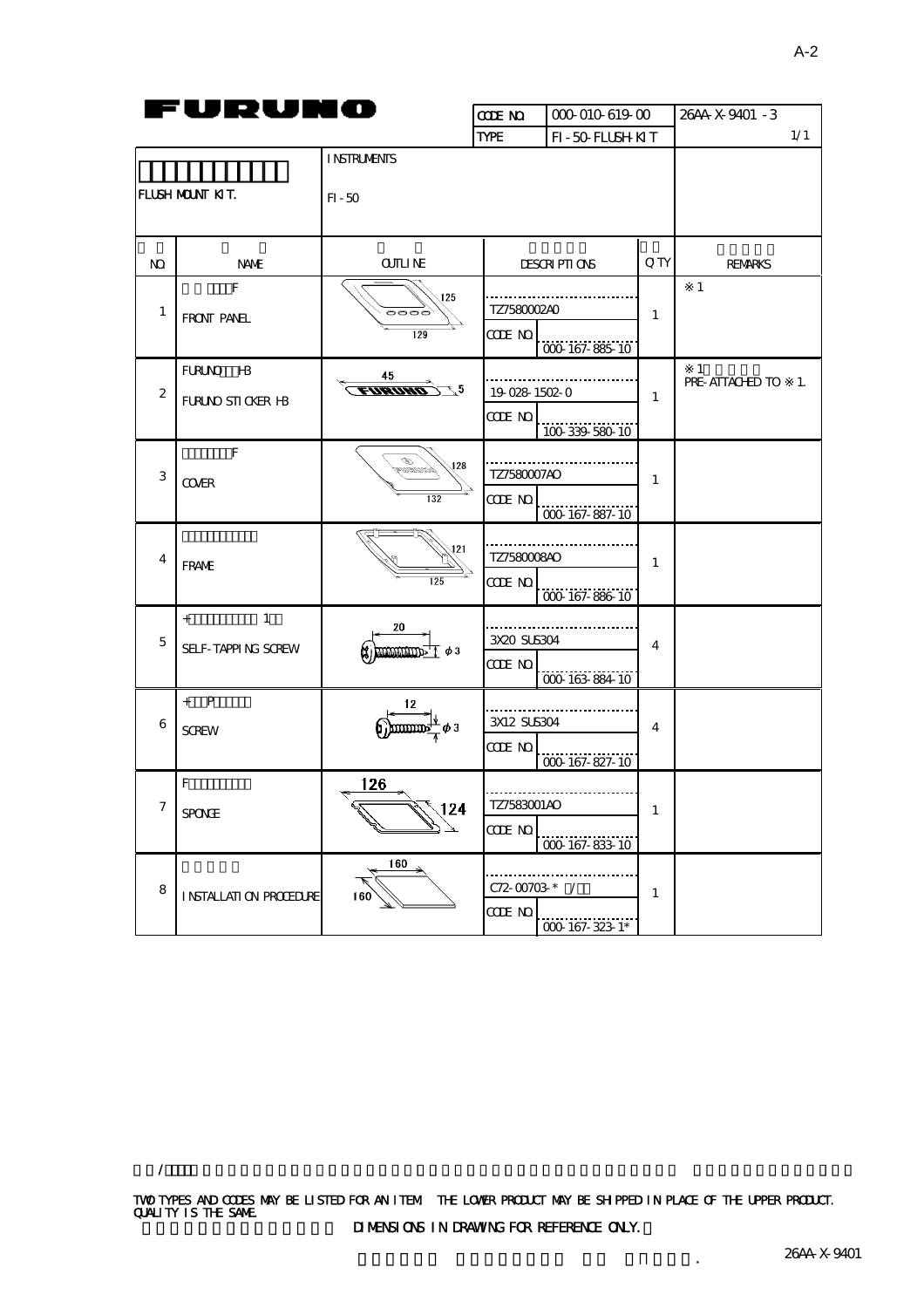FURUNO

| CODE NO. | 000-010-619-00 | 26AA-X-9401 -3 |
|---|---|---|
| TYPE | FI-50-FLUSH-KIT | 1/1 |

FLUSH MOUNT KIT.

INSTRUMENTS

FI-50

| NO. | NAME | OUTLINE | DESCRIPTIONS | Q'TY | REMARKS |
|---|---|---|---|---|---|
| 1 | FRONT PANEL | 125 / 129 | TZ7580002A0<br>CODE NO. 000-167-885-10 | 1 | ※1 |
| 2 | FURUNO STICKER HB | 45 / 5 | 19-028-1502-0<br>CODE NO. 100-339-580-10 | 1 | ※1<br>PRE-ATTACHED TO ※1. |
| 3 | COVER | 128 / 132 | TZ7580007AO<br>CODE NO. 000-167-887-10 | 1 | |
| 4 | FRAME | 121 / 125 | TZ7580008AO<br>CODE NO. 000-167-886-10 | 1 | |
| 5 | SELF-TAPPING SCREW | 20 / φ3 | 3X20 SUS304<br>CODE NO. 000-163-884-10 | 4 | |
| 6 | SCREW | 12 / φ3 | 3X12 SUS304<br>CODE NO. 000-167-827-10 | 4 | |
| 7 | SPONGE | 126 / 124 | TZ7583001AO<br>CODE NO. 000-167-833-10 | 1 | |
| 8 | INSTALLATION PROCEDURE | 160 / 160 | C72-00703-* /<br>CODE NO. 000-167-323-1* | 1 | |

TWO TYPES AND CODES MAY BE LISTED FOR AN ITEM. THE LOWER PRODUCT MAY BE SHIPPED IN PLACE OF THE UPPER PRODUCT. QUALITY IS THE SAME.

DIMENSIONS IN DRAWING FOR REFERENCE ONLY.

26AA-X-9401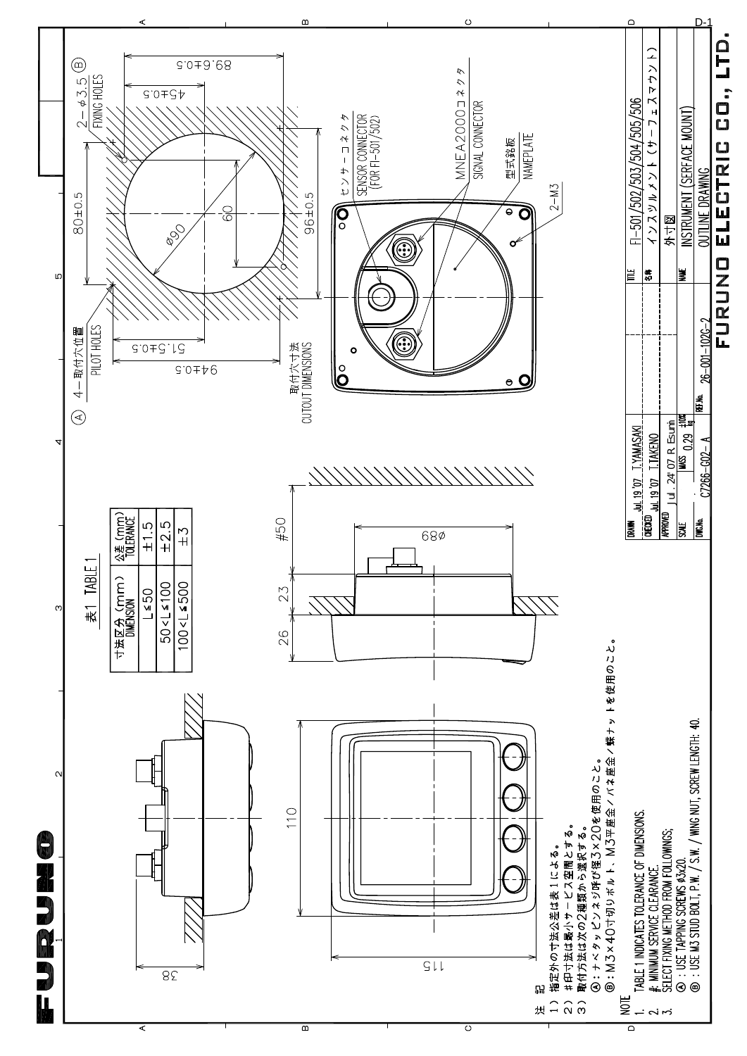FURUNO

表1 TABLE 1

| 寸法区分（mm） DIMENSION | 公差（mm） TOLERANCE |
|---|---|
| L≦50 | ±1.5 |
| 50<L≦100 | ±2.5 |
| 100<L≦500 | ±3 |

Ⓐ 4－取付穴位置 PILOT HOLES

2－φ3.5 Ⓑ FIXING HOLES

取付穴寸法 CUTOUT DIMENSIONS

センサーコネクタ SENSOR CONNECTOR (FOR FI-501/502)

NMEA2000コネクタ SIGNAL CONNECTOR

型式銘板 NAMEPLATE

2－M3

80±0.5, 89.6±0.5, 45±0.5, ø90, 60, 96±0.5, 51.5±0.5, 94±0.5, #50, ø89, 23, 26, 110, 115, 38

注記
1）指定外の寸法公差は表1による。
2）#印寸法は最小サービス空間とする。
3）取付方法は次の2種類から選択する。
Ⓐ：ナベタッピンネジ呼び径3×20を使用のこと。
Ⓑ：M3×40寸切りボルト，M3平座金／バネ座金／蝶ナットを使用のこと。

NOTE
1. TABLE 1 INDICATES TOLERANCE OF DIMENSIONS.
2. #: MINIMUM SERVICE CLEARANCE.
3. SELECT FIXING METHOD FROM FOLLOWINGS;
Ⓐ：USE TAPPING SCREWS ø3x20.
Ⓑ：USE M3 STUD BOLT, P.W. / S.W. / WING NUT, SCREW LENGTH: 40.

| | | | |
|---|---|---|---|
| DRAWN | Jul. 19 '07 T.YAMASAKI | TITLE | FI-501/502/503/504/505/506 |
| CHECKED | Jul. 19 '07 T.TAKENO | 名称 | インスツルメント（サーフェスマウント） |
| APPROVED | Jul. 24 '07 R. Esumi | | 外寸図 |
| SCALE | MASS 0.29 ±10% kg | NAME | INSTRUMENT (SERFACE MOUNT) |
| DWG.No. C7266-G02-A | REF.No. 26-001-102G-2 | | OUTLINE DRAWING |

D-1

FURUNO ELECTRIC CO., LTD.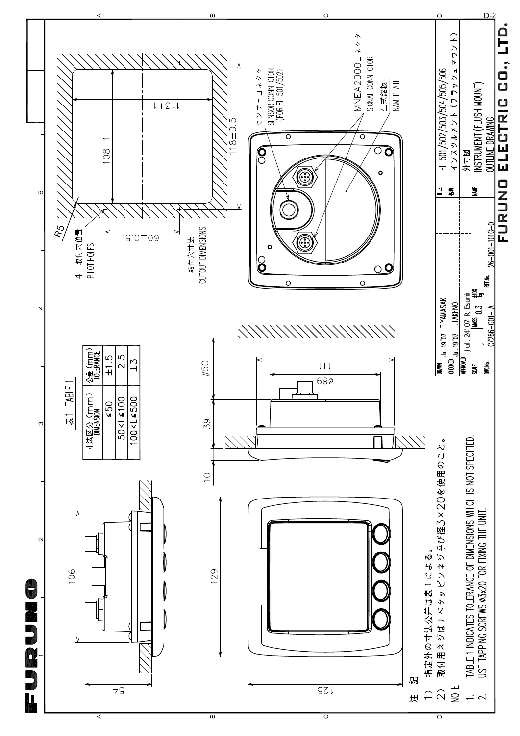FURUNO

| 寸法区分 (mm) DIMENSION | 公差 (mm) TOLERANCE |
|---|---|
| L≦50 | ±1.5 |
| 50<L≦100 | ±2.5 |
| 100<L≦500 | ±3 |

表1 TABLE 1

4－取付穴位置 PILOT HOLES

R5

108±1

113±1

118±0.5

60±0.5

取付穴寸法 CUTOUT DIMENSIONS

センサーコネクタ SENSOR CONNECTOR (FOR FI-501/502)

MNEA2000コネクタ SIGNAL CONNECTOR

型式銘板 NAMEPLATE

106

54

129

125

10

39

#50

111

Ø89

注 記

1） 指定外の寸法公差は表１による。

2） 取付用ネジはナベタッピンネジ呼び径３×２０を使用のこと。

NOTE

1. TABLE 1 INDICATES TOLERANCE OF DIMENSIONS WHICH IS NOT SPECIFIED.
2. USE TAPPING SCREWS Ø3x20 FOR FIXING THE UNIT.

| | | | |
|---|---|---|---|
| DRAWN | Jul. 19 '07 T.YAMASAKI | TITLE | FI-501/502/503/504/505/506 |
| CHECKED | Jul. 19 '07 T.TAKENO | 名称 | インスツルメント（フラッシュマウント） |
| APPROVED | Jul. 24 '07 R. Esumi | | 外寸図 |
| SCALE | MASS 0.3 ±10% kg | NAME | INSTRUMENT (FLUSH MOUNT) |
| DWG.No. | C7266-G01-A | | OUTLINE DRAWING |
| REF.No. | 26-001-101G-0 | | |

FURUNO ELECTRIC CO., LTD.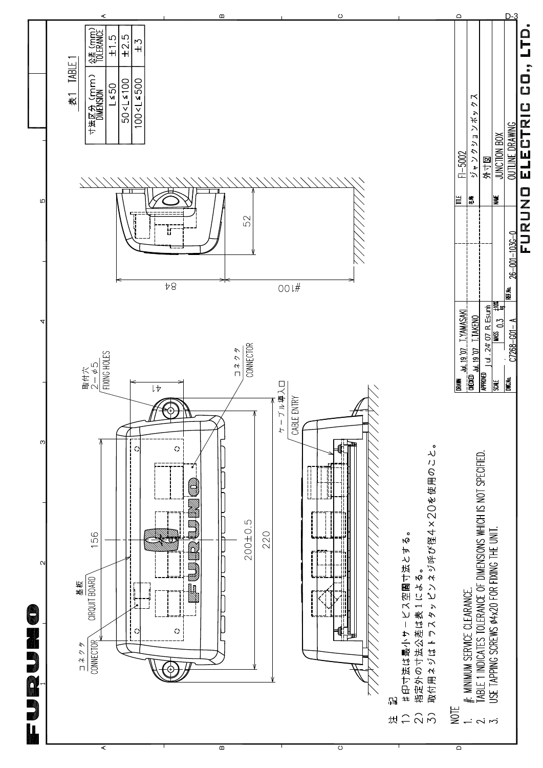表1 TABLE 1

| 寸法区分 (mm) DIMENSION | 公差 (mm) TOLERANCE |
|---|---|
| L≦50 | ±1.5 |
| 50<L≦100 | ±2.5 |
| 100<L≦500 | ±3 |

取付穴 2−φ5 FIXING HOLES

コネクタ CONNECTOR

基板 CIRCUIT BOARD

ケーブル導入口 CABLE ENTRY

156

200±0.5

220

41

84

52

#100

注記

1） #印寸法は最小サービス空間寸法とする。
2） 指定外の寸法公差は表1による。
3） 取付用ネジはトラスタッピンネジ呼び径4×20を使用のこと。

NOTE

1. #: MINIMUM SERVICE CLEARANCE.
2. TABLE 1 INDICATES TOLERANCE OF DIMENSIONS WHICH IS NOT SPECIFIED.
3. USE TAPPING SCREWS φ4x20 FOR FIXING THE UNIT.

| | | | |
|---|---|---|---|
| DRAWN | Jul. 19 '07 T.YAMASAKI | TITLE | FI-5002 |
| CHECKED | Jul. 19 '07 T.TAKENO | 名称 | ジャンクションボックス 外寸図 |
| APPROVED | Jul. 24 '07 R.Esumi | NAME | JUNCTION BOX OUTLINE DRAWING |
| SCALE | MASS 0.3 ±10% kg | | |
| DWG.No. | C7268-G01-A | REF.No. | 26-001-103G-0 |

FURUNO ELECTRIC CO., LTD.

D-3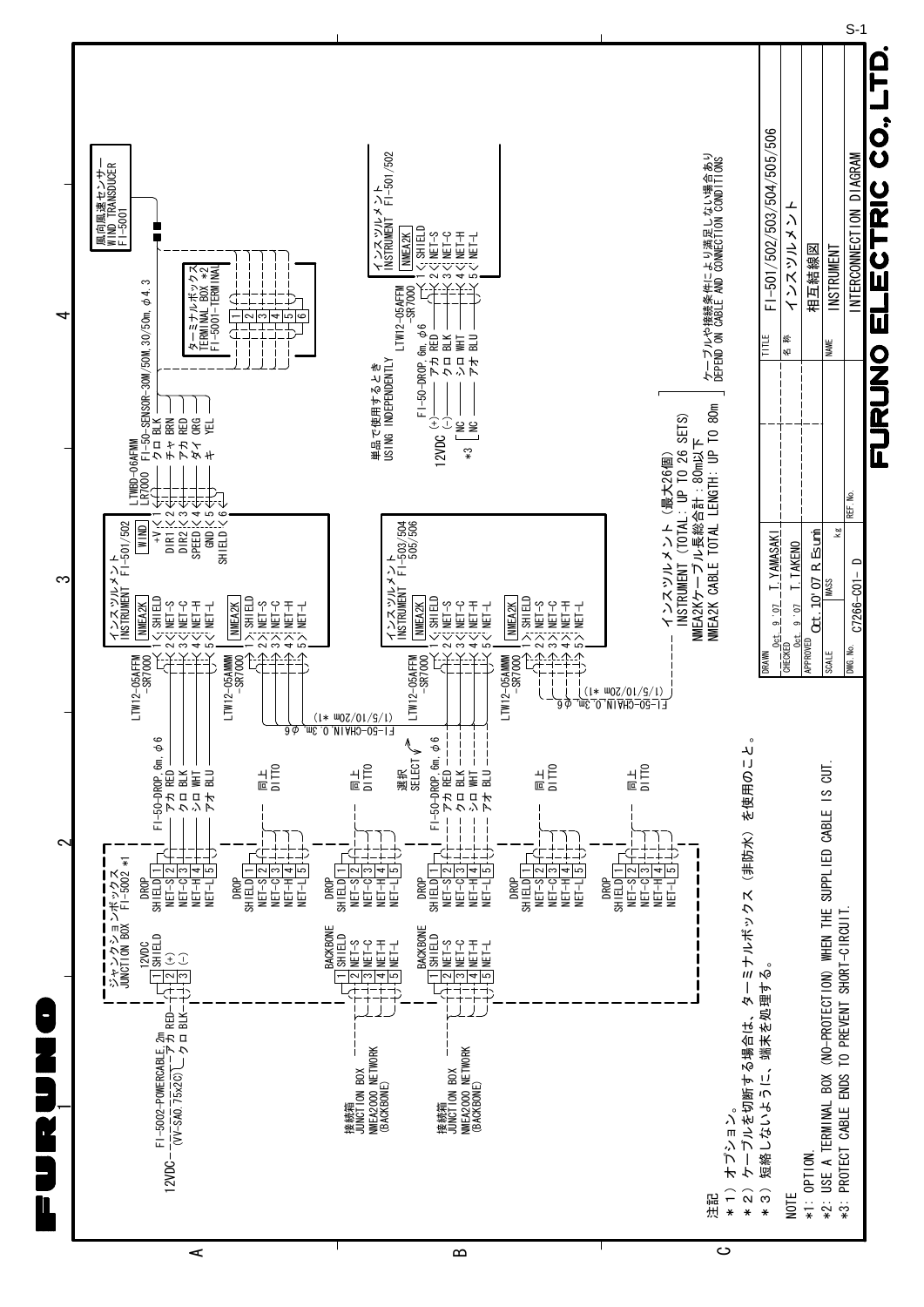FURUNO

ジャンクションボックス
JUNCTION BOX FI-5002 *1

12VDC — FI-5002-POWERCABLE,2m (VV-SA0.75x2C) — アカ RED — 1 SHIELD, 2 (+); クロ BLK — 3 (−)

| 12VDC | DROP | FI-50-DROP,6m, φ6 |
|---|---|---|
| 1 SHIELD | SHIELD 1 | |
| 2 (+) | NET-S 2 | アカ RED |
| 3 (−) | NET-C 3 | クロ BLK |
| | NET-H 4 | シロ WHT |
| | NET-L 5 | アオ BLU |

インスツルメント
INSTRUMENT FI-501/502

NMEA2K: 1 SHIELD, 2 NET-S, 3 NET-C, 4 NET-H, 5 NET-L (LTW12-05AFFM-SR7000)

WIND: +V 1, DIR1 2, DIR2 3, SPEED 4, GND 5, SHIELD 6

LTWBD-06AFMM-LR7000 FI-50-SENSOR-30M/50M,30/50m, φ4.3

| Pin | Color |
|---|---|
| 1 | クロ BLK |
| 2 | チャ BRN |
| 3 | アカ RED |
| 4 | ダイ ORG |
| 5 | キ YEL |
| 6 | |

ターミナルボックス
TERMINAL BOX *2
FI-5001-TERMINAL (1–6)

風向風速センサー
WIND TRANSDUCER
FI-5001

NMEA2K (LTW12-05AMMM-SR7000): 1 SHIELD, 2 NET-S, 3 NET-C, 4 NET-H, 5 NET-L

FI-50-CHAIN,0.3m, φ6 (1/5/10/20m *1)

| DROP | |
|---|---|
| SHIELD 1 | 同上 DITTO |
| NET-S 2 | |
| NET-C 3 | |
| NET-H 4 | |
| NET-L 5 | |

接続箱
JUNCTION BOX
NMEA2000 NETWORK (BACKBONE)

| BACKBONE | DROP | |
|---|---|---|
| 1 SHIELD | SHIELD 1 | 同上 DITTO |
| 2 NET-S | NET-S 2 | |
| 3 NET-C | NET-C 3 | |
| 4 NET-H | NET-H 4 | |
| 5 NET-L | NET-L 5 | |

選択 SELECT

接続箱
JUNCTION BOX
NMEA2000 NETWORK (BACKBONE)

| BACKBONE | DROP | FI-50-DROP,6m, φ6 |
|---|---|---|
| 1 SHIELD | SHIELD 1 | |
| 2 NET-S | NET-S 2 | アカ RED |
| 3 NET-C | NET-C 3 | クロ BLK |
| 4 NET-H | NET-H 4 | シロ WHT |
| 5 NET-L | NET-L 5 | アオ BLU |

インスツルメント
INSTRUMENT FI-503/504/505/506

NMEA2K (LTW12-05AFFM-SR7000): 1 SHIELD, 2 NET-S, 3 NET-C, 4 NET-H, 5 NET-L

NMEA2K (LTW12-05AMMM-SR7000): 1 SHIELD, 2 NET-S, 3 NET-C, 4 NET-H, 5 NET-L

FI-50-CHAIN,0.3m, φ6 (1/5/10/20m *1)

DROP: SHIELD 1, NET-S 2, NET-C 3, NET-H 4, NET-L 5 — 同上 DITTO

DROP: SHIELD 1, NET-S 2, NET-C 3, NET-H 4, NET-L 5 — 同上 DITTO

単品で使用するとき
USING INDEPENDENTLY

FI-50-DROP,6m, φ6 — LTW12-05AFFM-SR7000

| | Color | NMEA2K |
|---|---|---|
| | | 1 SHIELD |
| 12VDC (+) | アカ RED | 2 NET-S |
| (−) | クロ BLK | 3 NET-C |
| *3 NC | シロ WHT | 4 NET-H |
| NC | アオ BLU | 5 NET-L |

インスツルメント
INSTRUMENT FI-501/502

インスツルメント（最大26個）
INSTRUMENT (TOTAL: UP TO 26 SETS)
NMEA2Kケーブル長総合計：80m以下
NMEA2K CABLE TOTAL LENGTH: UP TO 80m

ケーブルや接続条件により満足しない場合あり
DEPEND ON CABLE AND CONNECTION CONDITIONS

注記
＊１）オプション。
＊２）ケーブルを切断する場合は、ターミナルボックス（非防水）を使用のこと。
＊３）短絡しないように、端末を処理する。

NOTE
*1: OPTION.
*2: USE A TERMINAL BOX (NO-PROTECTION) WHEN THE SUPPLIED CABLE IS CUT.
*3: PROTECT CABLE ENDS TO PREVENT SHORT-CIRCUIT.

| | | | |
|---|---|---|---|
| DRAWN | Oct. 9 '07 T.YAMASAKI | TITLE | FI-501/502/503/504/505/506 |
| CHECKED | Oct. 9 '07 T.TAKENO | 名称 | インスツルメント |
| APPROVED | Oct. 10 '07 R.Esumi | | 相互結線図 |
| SCALE | MASS kg | NAME | INSTRUMENT |
| DWG.No. | C7266-C01- D | REF.No. | INTERCONNECTION DIAGRAM |

FURUNO ELECTRIC CO., LTD.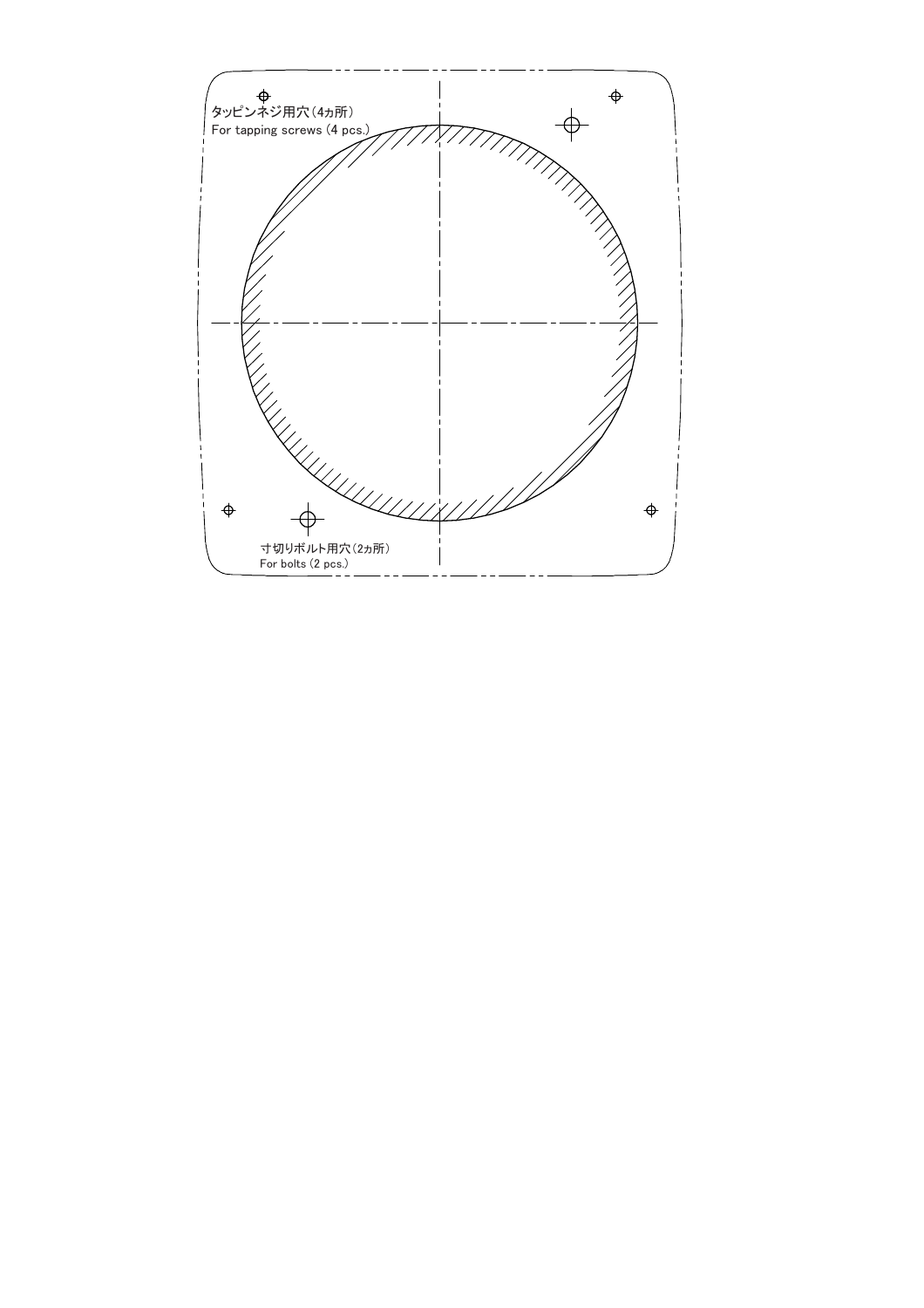タッピンネジ用穴（4ヵ所）
For tapping screws (4 pcs.)

寸切りボルト用穴（2ヵ所）
For bolts (2 pcs.)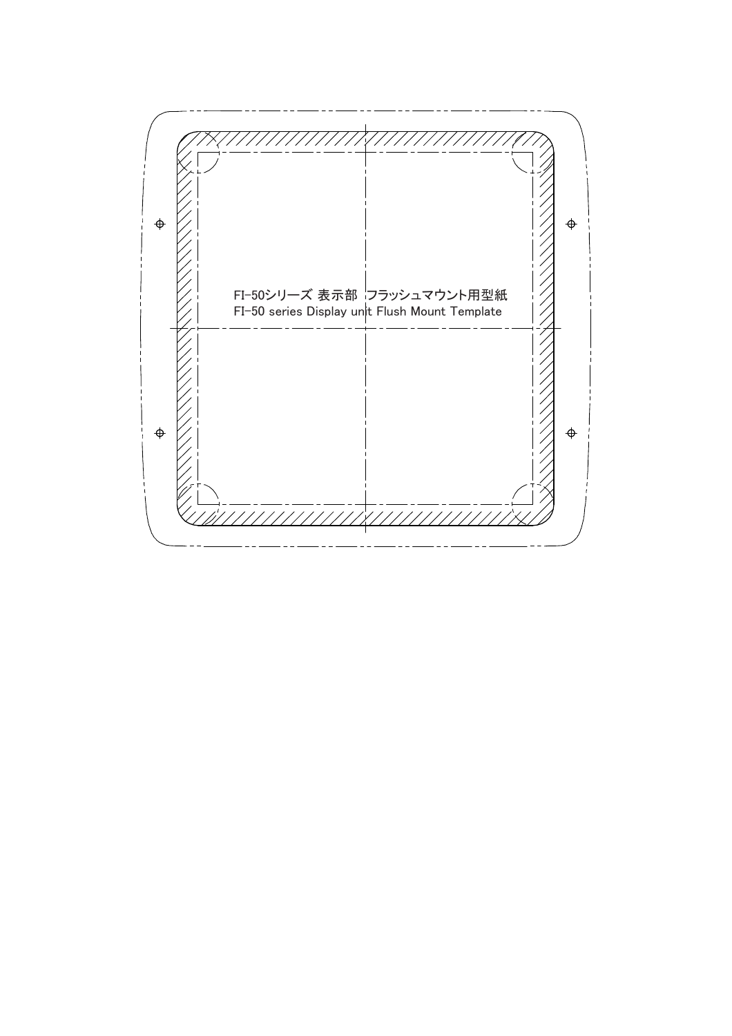FI-50シリーズ 表示部 フラッシュマウント用型紙

FI-50 series Display unit Flush Mount Template